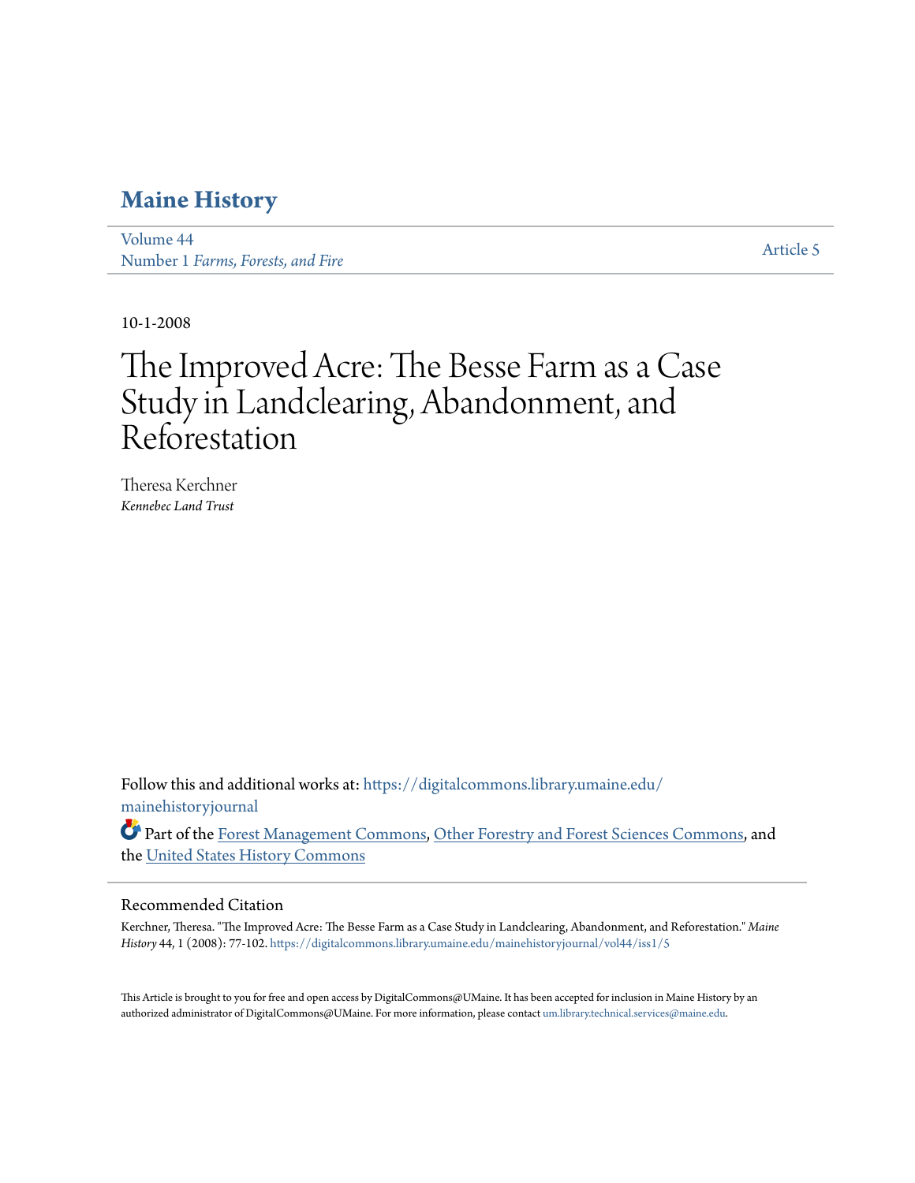# Maine History

Volume 44
Number 1 *Farms, Forests, and Fire*

Article 5

10-1-2008

# The Improved Acre: The Besse Farm as a Case Study in Landclearing, Abandonment, and Reforestation

Theresa Kerchner
*Kennebec Land Trust*

Follow this and additional works at: https://digitalcommons.library.umaine.edu/mainehistoryjournal

Part of the Forest Management Commons, Other Forestry and Forest Sciences Commons, and the United States History Commons

## Recommended Citation

Kerchner, Theresa. "The Improved Acre: The Besse Farm as a Case Study in Landclearing, Abandonment, and Reforestation." *Maine History* 44, 1 (2008): 77-102. https://digitalcommons.library.umaine.edu/mainehistoryjournal/vol44/iss1/5

This Article is brought to you for free and open access by DigitalCommons@UMaine. It has been accepted for inclusion in Maine History by an authorized administrator of DigitalCommons@UMaine. For more information, please contact um.library.technical.services@maine.edu.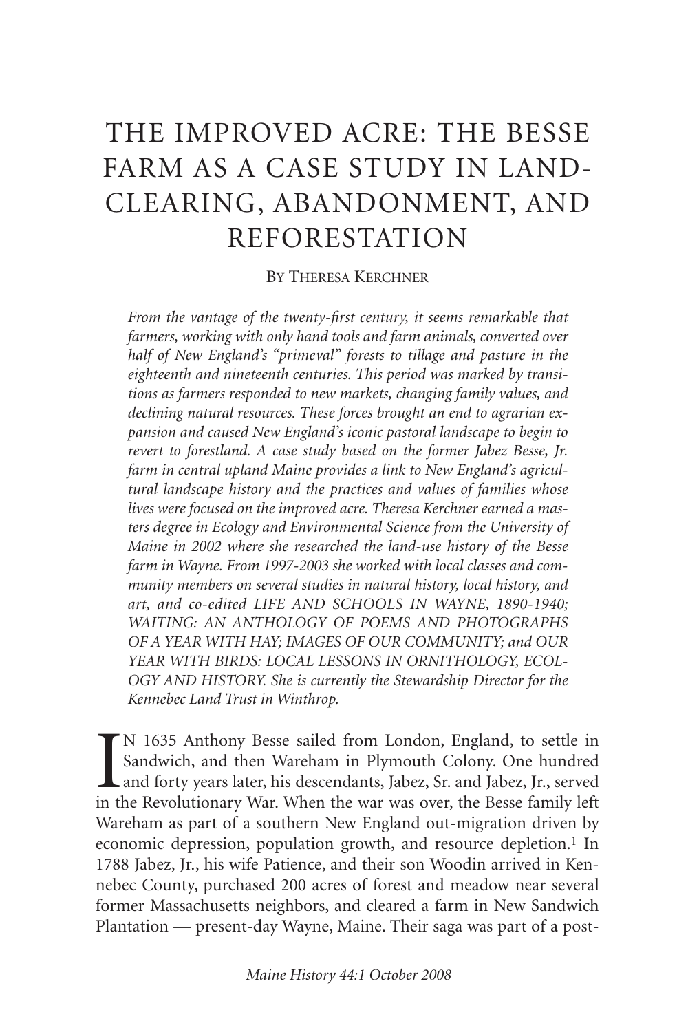# THE IMPROVED ACRE: THE BESSE FARM AS A CASE STUDY IN LAND-CLEARING, ABANDONMENT, AND REFORESTATION

BY THERESA KERCHNER

*From the vantage of the twenty-first century, it seems remarkable that farmers, working with only hand tools and farm animals, converted over half of New England's "primeval" forests to tillage and pasture in the eighteenth and nineteenth centuries. This period was marked by transitions as farmers responded to new markets, changing family values, and declining natural resources. These forces brought an end to agrarian expansion and caused New England's iconic pastoral landscape to begin to revert to forestland. A case study based on the former Jabez Besse, Jr. farm in central upland Maine provides a link to New England's agricultural landscape history and the practices and values of families whose lives were focused on the improved acre. Theresa Kerchner earned a masters degree in Ecology and Environmental Science from the University of Maine in 2002 where she researched the land-use history of the Besse farm in Wayne. From 1997-2003 she worked with local classes and community members on several studies in natural history, local history, and art, and co-edited LIFE AND SCHOOLS IN WAYNE, 1890-1940; WAITING: AN ANTHOLOGY OF POEMS AND PHOTOGRAPHS OF A YEAR WITH HAY; IMAGES OF OUR COMMUNITY; and OUR YEAR WITH BIRDS: LOCAL LESSONS IN ORNITHOLOGY, ECOLOGY AND HISTORY. She is currently the Stewardship Director for the Kennebec Land Trust in Winthrop.*

IN 1635 Anthony Besse sailed from London, England, to settle in Sandwich, and then Wareham in Plymouth Colony. One hundred and forty years later, his descendants, Jabez, Sr. and Jabez, Jr., served in the Revolutionary War. When the war was over, the Besse family left Wareham as part of a southern New England out-migration driven by economic depression, population growth, and resource depletion.[1] In 1788 Jabez, Jr., his wife Patience, and their son Woodin arrived in Kennebec County, purchased 200 acres of forest and meadow near several former Massachusetts neighbors, and cleared a farm in New Sandwich Plantation — present-day Wayne, Maine. Their saga was part of a post-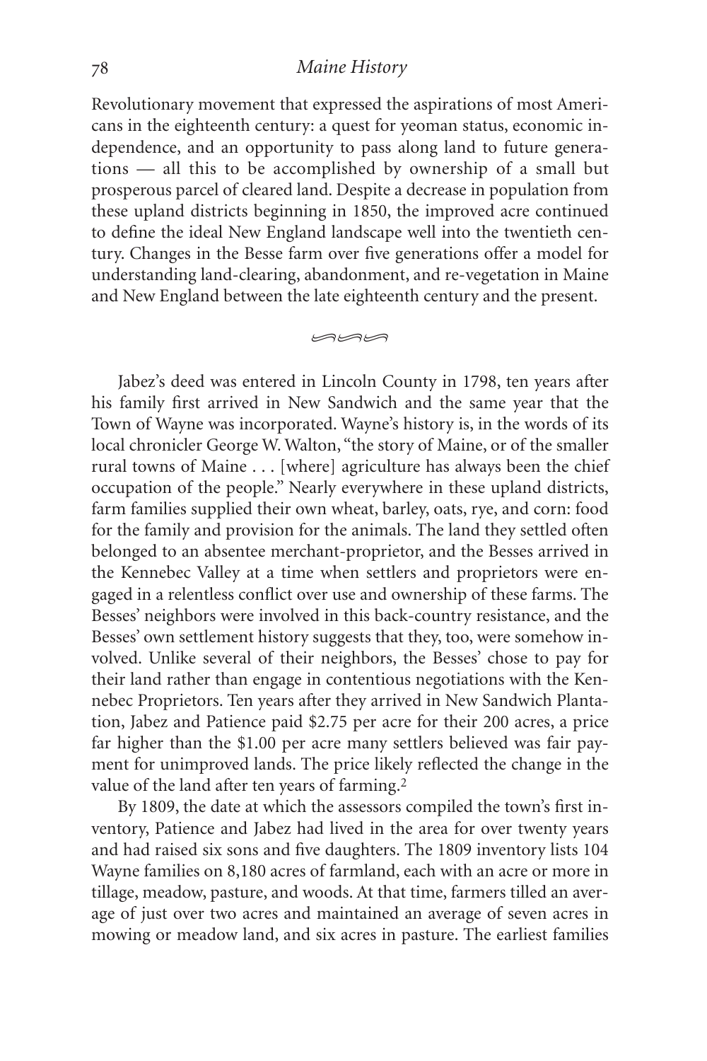Revolutionary movement that expressed the aspirations of most Americans in the eighteenth century: a quest for yeoman status, economic independence, and an opportunity to pass along land to future generations — all this to be accomplished by ownership of a small but prosperous parcel of cleared land. Despite a decrease in population from these upland districts beginning in 1850, the improved acre continued to define the ideal New England landscape well into the twentieth century. Changes in the Besse farm over five generations offer a model for understanding land-clearing, abandonment, and re-vegetation in Maine and New England between the late eighteenth century and the present.

Jabez's deed was entered in Lincoln County in 1798, ten years after his family first arrived in New Sandwich and the same year that the Town of Wayne was incorporated. Wayne's history is, in the words of its local chronicler George W. Walton, "the story of Maine, or of the smaller rural towns of Maine . . . [where] agriculture has always been the chief occupation of the people." Nearly everywhere in these upland districts, farm families supplied their own wheat, barley, oats, rye, and corn: food for the family and provision for the animals. The land they settled often belonged to an absentee merchant-proprietor, and the Besses arrived in the Kennebec Valley at a time when settlers and proprietors were engaged in a relentless conflict over use and ownership of these farms. The Besses' neighbors were involved in this back-country resistance, and the Besses' own settlement history suggests that they, too, were somehow involved. Unlike several of their neighbors, the Besses' chose to pay for their land rather than engage in contentious negotiations with the Kennebec Proprietors. Ten years after they arrived in New Sandwich Plantation, Jabez and Patience paid $2.75 per acre for their 200 acres, a price far higher than the $1.00 per acre many settlers believed was fair payment for unimproved lands. The price likely reflected the change in the value of the land after ten years of farming.[2]

By 1809, the date at which the assessors compiled the town's first inventory, Patience and Jabez had lived in the area for over twenty years and had raised six sons and five daughters. The 1809 inventory lists 104 Wayne families on 8,180 acres of farmland, each with an acre or more in tillage, meadow, pasture, and woods. At that time, farmers tilled an average of just over two acres and maintained an average of seven acres in mowing or meadow land, and six acres in pasture. The earliest families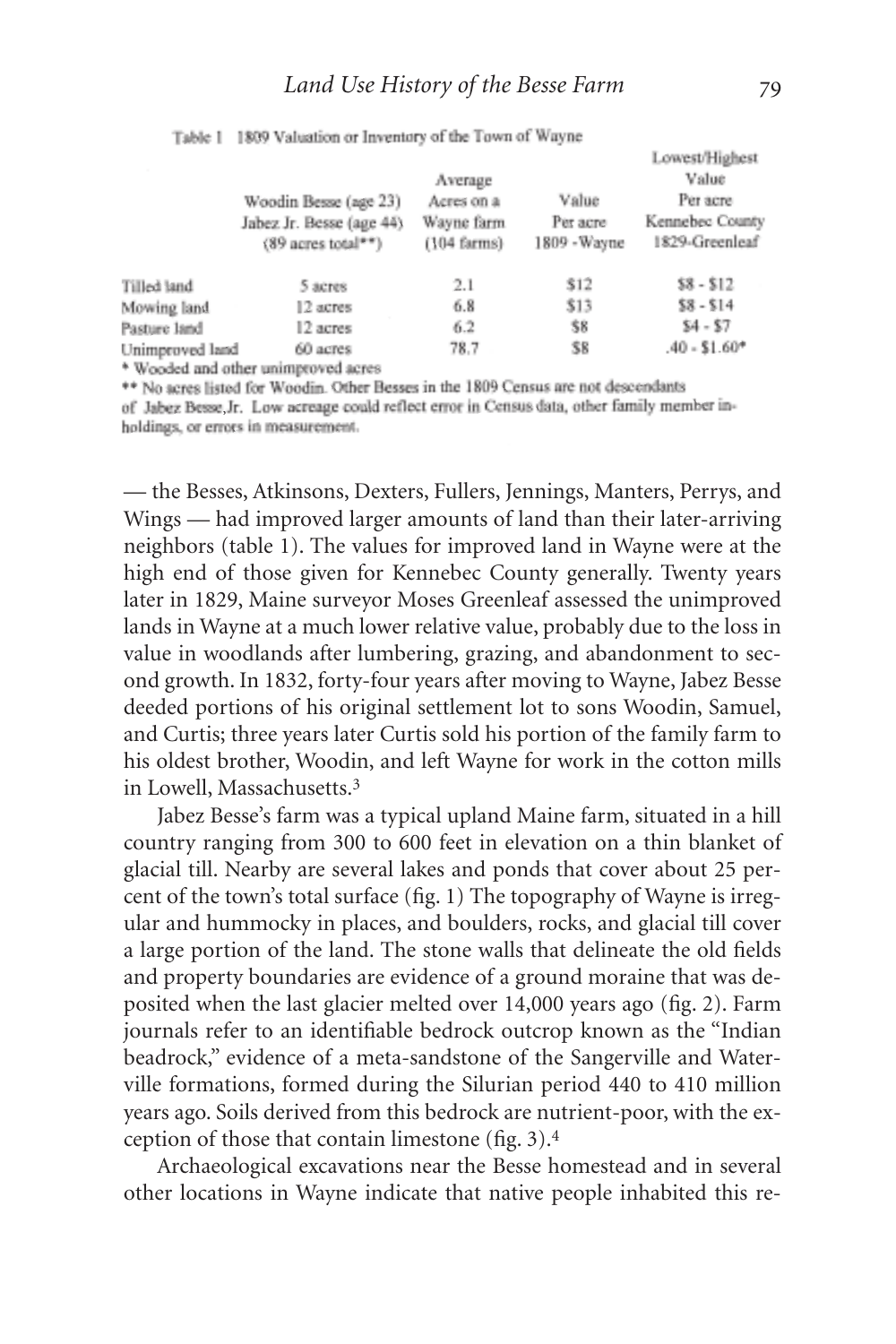Table 1 1809 Valuation or Inventory of the Town of Wayne

| | Woodin Besse (age 23) Jabez Jr. Besse (age 44) (89 acres total**) | Average Acres on a Wayne farm (104 farms) | Value Per acre 1809 - Wayne | Lowest/Highest Value Per acre Kennebec County 1829-Greenleaf |
|---|---|---|---|---|
| Tilled land | 5 acres | 2.1 | $12 | $8 - $12 |
| Mowing land | 12 acres | 6.8 | $13 | $8 - $14 |
| Pasture land | 12 acres | 6.2 | $8 | $4 - $7 |
| Unimproved land | 60 acres | 78.7 | $8 | .40 - $1.60* |

\* Wooded and other unimproved acres

\** No acres listed for Woodin. Other Besses in the 1809 Census are not descendants of Jabez Besse, Jr. Low acreage could reflect error in Census data, other family member inholdings, or errors in measurement.

— the Besses, Atkinsons, Dexters, Fullers, Jennings, Manters, Perrys, and Wings — had improved larger amounts of land than their later-arriving neighbors (table 1). The values for improved land in Wayne were at the high end of those given for Kennebec County generally. Twenty years later in 1829, Maine surveyor Moses Greenleaf assessed the unimproved lands in Wayne at a much lower relative value, probably due to the loss in value in woodlands after lumbering, grazing, and abandonment to second growth. In 1832, forty-four years after moving to Wayne, Jabez Besse deeded portions of his original settlement lot to sons Woodin, Samuel, and Curtis; three years later Curtis sold his portion of the family farm to his oldest brother, Woodin, and left Wayne for work in the cotton mills in Lowell, Massachusetts.[3]

Jabez Besse's farm was a typical upland Maine farm, situated in a hill country ranging from 300 to 600 feet in elevation on a thin blanket of glacial till. Nearby are several lakes and ponds that cover about 25 percent of the town's total surface (fig. 1) The topography of Wayne is irregular and hummocky in places, and boulders, rocks, and glacial till cover a large portion of the land. The stone walls that delineate the old fields and property boundaries are evidence of a ground moraine that was deposited when the last glacier melted over 14,000 years ago (fig. 2). Farm journals refer to an identifiable bedrock outcrop known as the "Indian beadrock," evidence of a meta-sandstone of the Sangerville and Waterville formations, formed during the Silurian period 440 to 410 million years ago. Soils derived from this bedrock are nutrient-poor, with the exception of those that contain limestone (fig. 3).[4]

Archaeological excavations near the Besse homestead and in several other locations in Wayne indicate that native people inhabited this re-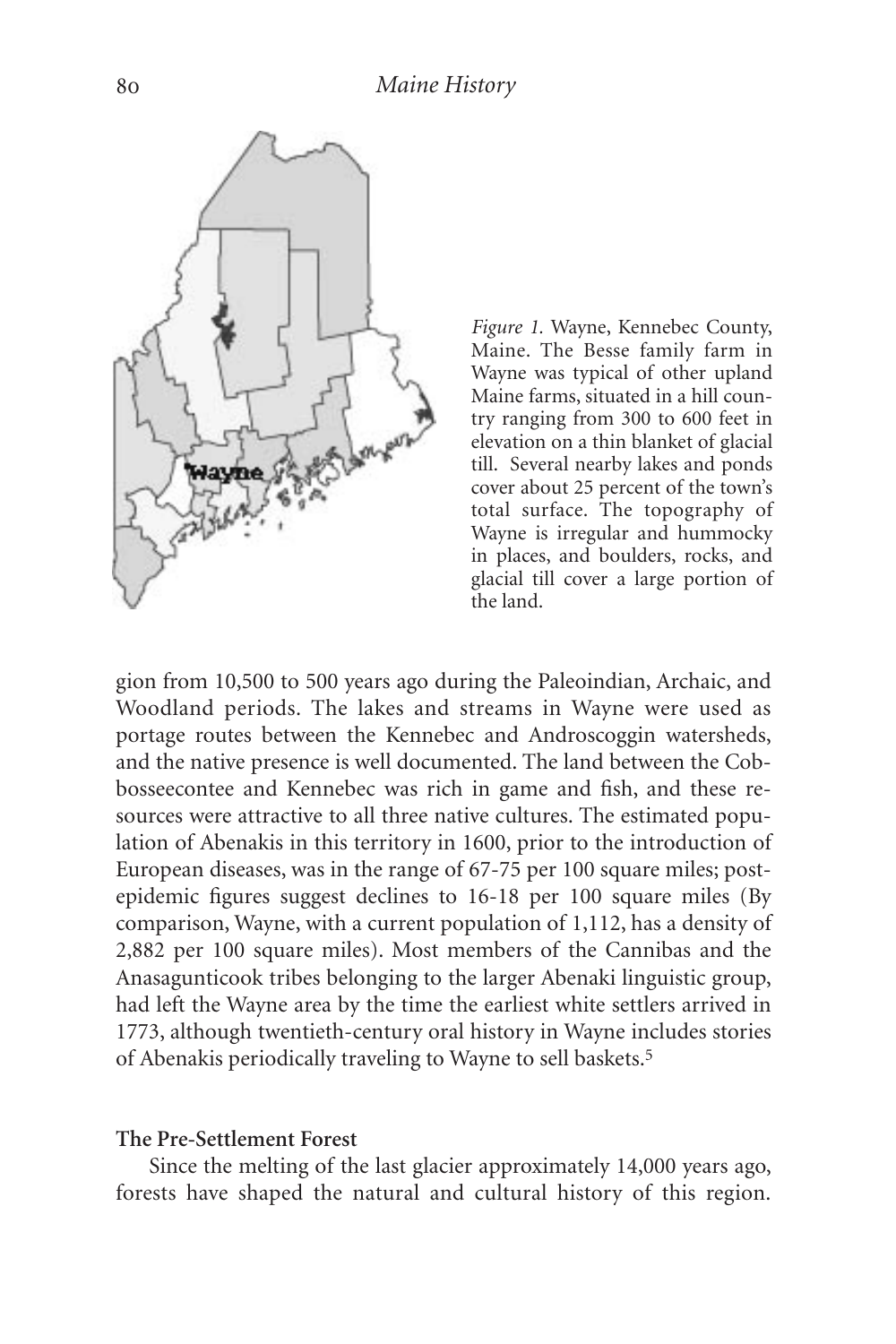*Figure 1.* Wayne, Kennebec County, Maine. The Besse family farm in Wayne was typical of other upland Maine farms, situated in a hill country ranging from 300 to 600 feet in elevation on a thin blanket of glacial till. Several nearby lakes and ponds cover about 25 percent of the town's total surface. The topography of Wayne is irregular and hummocky in places, and boulders, rocks, and glacial till cover a large portion of the land.

gion from 10,500 to 500 years ago during the Paleoindian, Archaic, and Woodland periods. The lakes and streams in Wayne were used as portage routes between the Kennebec and Androscoggin watersheds, and the native presence is well documented. The land between the Cobbosseecontee and Kennebec was rich in game and fish, and these resources were attractive to all three native cultures. The estimated population of Abenakis in this territory in 1600, prior to the introduction of European diseases, was in the range of 67-75 per 100 square miles; post-epidemic figures suggest declines to 16-18 per 100 square miles (By comparison, Wayne, with a current population of 1,112, has a density of 2,882 per 100 square miles). Most members of the Cannibas and the Anasagunticook tribes belonging to the larger Abenaki linguistic group, had left the Wayne area by the time the earliest white settlers arrived in 1773, although twentieth-century oral history in Wayne includes stories of Abenakis periodically traveling to Wayne to sell baskets.[5]

### The Pre-Settlement Forest

Since the melting of the last glacier approximately 14,000 years ago, forests have shaped the natural and cultural history of this region.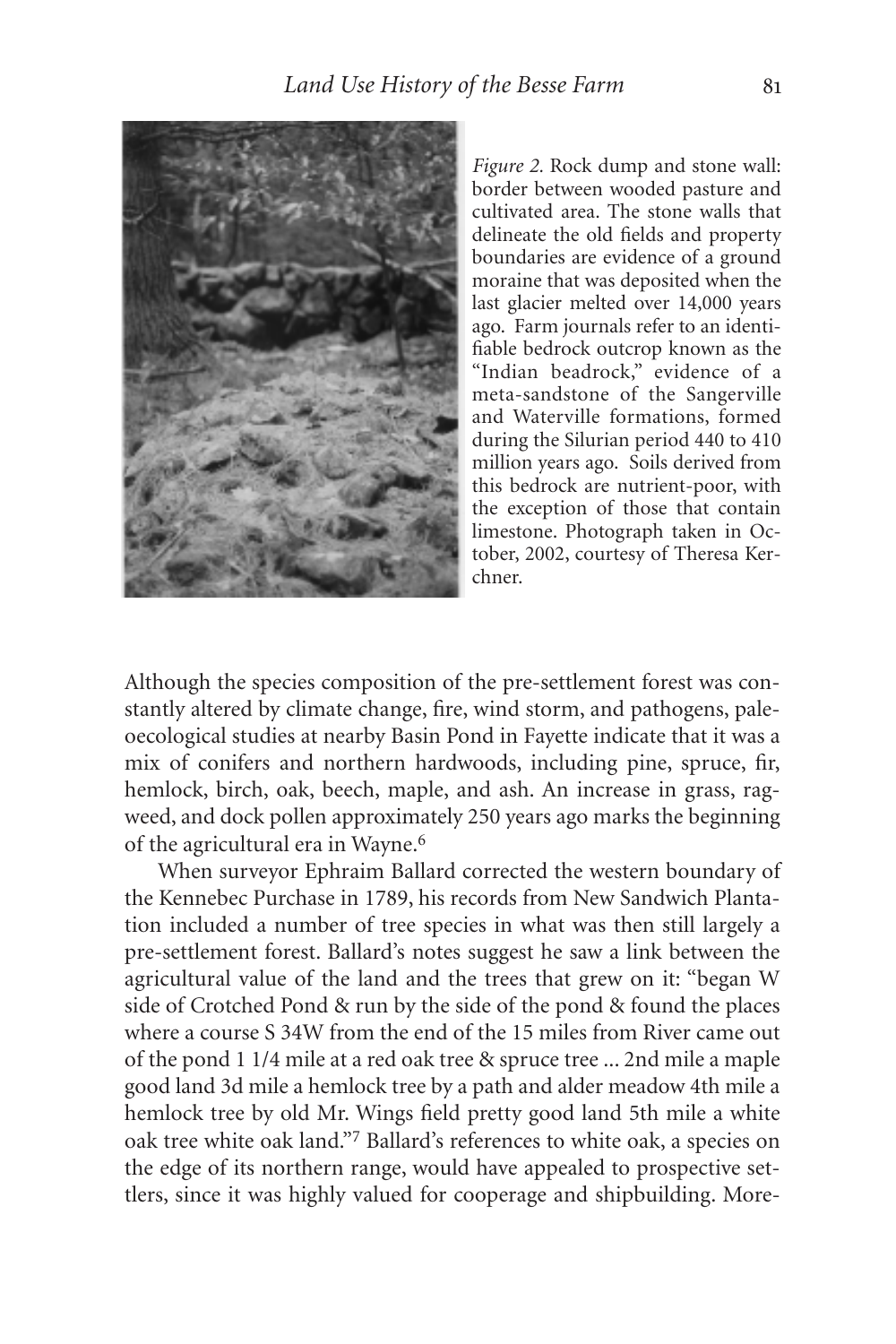*Figure 2.* Rock dump and stone wall: border between wooded pasture and cultivated area. The stone walls that delineate the old fields and property boundaries are evidence of a ground moraine that was deposited when the last glacier melted over 14,000 years ago. Farm journals refer to an identifiable bedrock outcrop known as the "Indian beadrock," evidence of a meta-sandstone of the Sangerville and Waterville formations, formed during the Silurian period 440 to 410 million years ago. Soils derived from this bedrock are nutrient-poor, with the exception of those that contain limestone. Photograph taken in October, 2002, courtesy of Theresa Kerchner.

Although the species composition of the pre-settlement forest was constantly altered by climate change, fire, wind storm, and pathogens, paleoecological studies at nearby Basin Pond in Fayette indicate that it was a mix of conifers and northern hardwoods, including pine, spruce, fir, hemlock, birch, oak, beech, maple, and ash. An increase in grass, ragweed, and dock pollen approximately 250 years ago marks the beginning of the agricultural era in Wayne.[6]

When surveyor Ephraim Ballard corrected the western boundary of the Kennebec Purchase in 1789, his records from New Sandwich Plantation included a number of tree species in what was then still largely a pre-settlement forest. Ballard's notes suggest he saw a link between the agricultural value of the land and the trees that grew on it: "began W side of Crotched Pond & run by the side of the pond & found the places where a course S 34W from the end of the 15 miles from River came out of the pond 1 1/4 mile at a red oak tree & spruce tree ... 2nd mile a maple good land 3d mile a hemlock tree by a path and alder meadow 4th mile a hemlock tree by old Mr. Wings field pretty good land 5th mile a white oak tree white oak land."[7] Ballard's references to white oak, a species on the edge of its northern range, would have appealed to prospective settlers, since it was highly valued for cooperage and shipbuilding. More-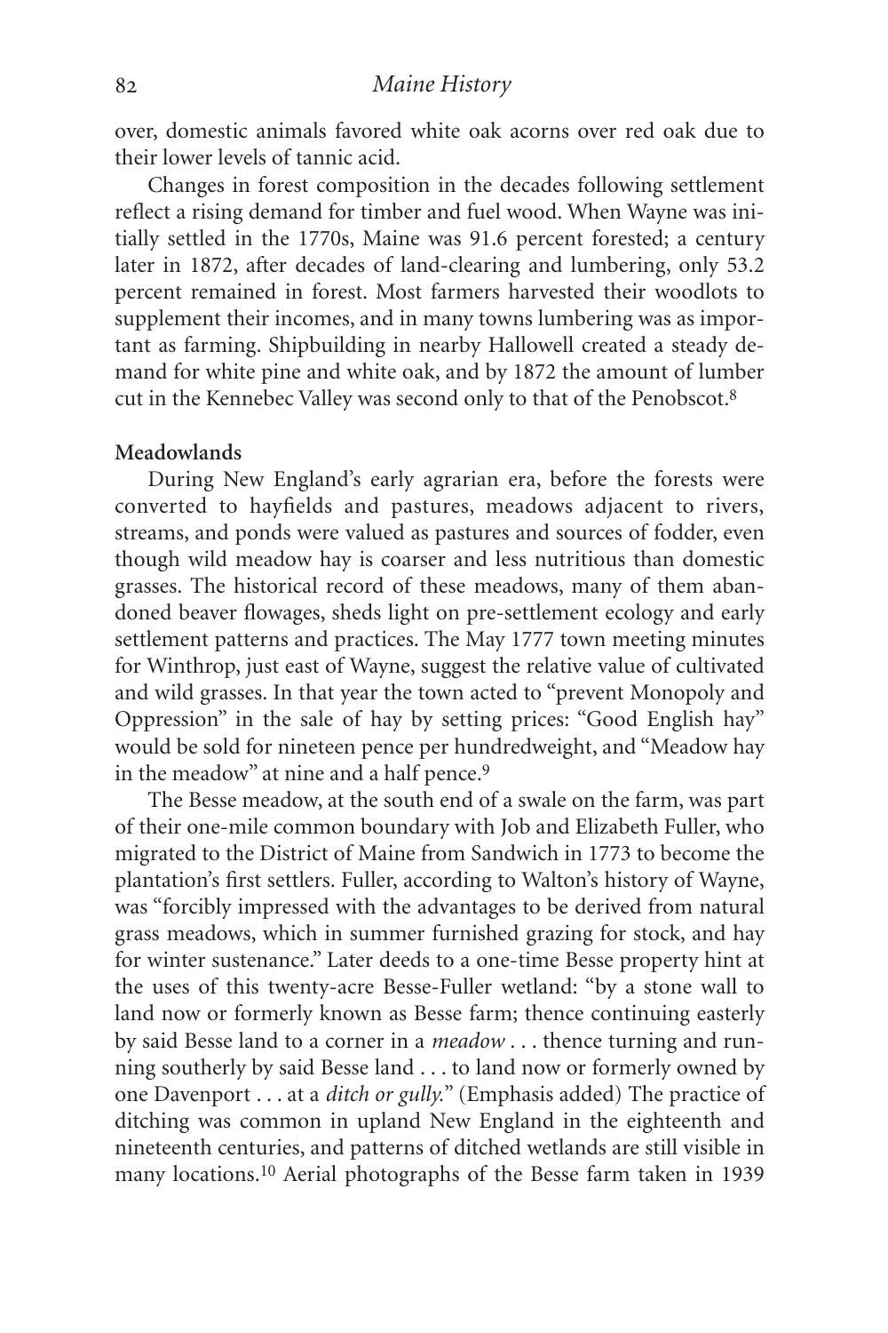over, domestic animals favored white oak acorns over red oak due to their lower levels of tannic acid.

Changes in forest composition in the decades following settlement reflect a rising demand for timber and fuel wood. When Wayne was initially settled in the 1770s, Maine was 91.6 percent forested; a century later in 1872, after decades of land-clearing and lumbering, only 53.2 percent remained in forest. Most farmers harvested their woodlots to supplement their incomes, and in many towns lumbering was as important as farming. Shipbuilding in nearby Hallowell created a steady demand for white pine and white oak, and by 1872 the amount of lumber cut in the Kennebec Valley was second only to that of the Penobscot.[8]

**Meadowlands**

During New England's early agrarian era, before the forests were converted to hayfields and pastures, meadows adjacent to rivers, streams, and ponds were valued as pastures and sources of fodder, even though wild meadow hay is coarser and less nutritious than domestic grasses. The historical record of these meadows, many of them abandoned beaver flowages, sheds light on pre-settlement ecology and early settlement patterns and practices. The May 1777 town meeting minutes for Winthrop, just east of Wayne, suggest the relative value of cultivated and wild grasses. In that year the town acted to "prevent Monopoly and Oppression" in the sale of hay by setting prices: "Good English hay" would be sold for nineteen pence per hundredweight, and "Meadow hay in the meadow" at nine and a half pence.[9]

The Besse meadow, at the south end of a swale on the farm, was part of their one-mile common boundary with Job and Elizabeth Fuller, who migrated to the District of Maine from Sandwich in 1773 to become the plantation's first settlers. Fuller, according to Walton's history of Wayne, was "forcibly impressed with the advantages to be derived from natural grass meadows, which in summer furnished grazing for stock, and hay for winter sustenance." Later deeds to a one-time Besse property hint at the uses of this twenty-acre Besse-Fuller wetland: "by a stone wall to land now or formerly known as Besse farm; thence continuing easterly by said Besse land to a corner in a *meadow* . . . thence turning and running southerly by said Besse land . . . to land now or formerly owned by one Davenport . . . at a *ditch or gully.*" (Emphasis added) The practice of ditching was common in upland New England in the eighteenth and nineteenth centuries, and patterns of ditched wetlands are still visible in many locations.[10] Aerial photographs of the Besse farm taken in 1939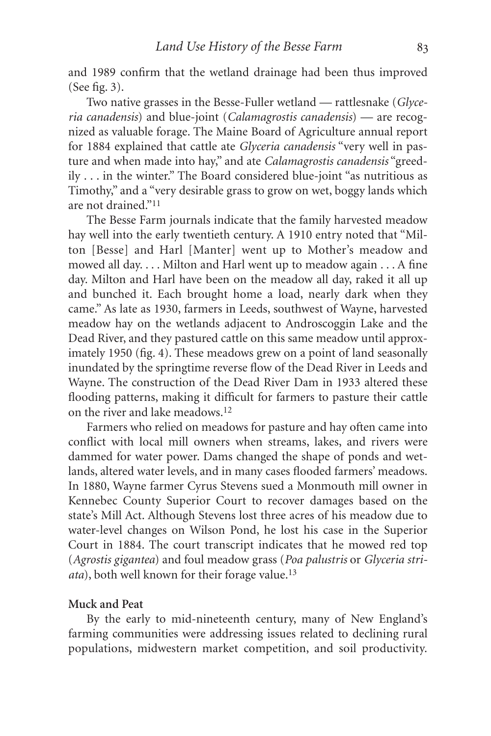and 1989 confirm that the wetland drainage had been thus improved (See fig. 3).

Two native grasses in the Besse-Fuller wetland — rattlesnake (*Glyceria canadensis*) and blue-joint (*Calamagrostis canadensis*) — are recognized as valuable forage. The Maine Board of Agriculture annual report for 1884 explained that cattle ate *Glyceria canadensis* "very well in pasture and when made into hay," and ate *Calamagrostis canadensis* "greedily . . . in the winter." The Board considered blue-joint "as nutritious as Timothy," and a "very desirable grass to grow on wet, boggy lands which are not drained."[11]

The Besse Farm journals indicate that the family harvested meadow hay well into the early twentieth century. A 1910 entry noted that "Milton [Besse] and Harl [Manter] went up to Mother's meadow and mowed all day. . . . Milton and Harl went up to meadow again . . . A fine day. Milton and Harl have been on the meadow all day, raked it all up and bunched it. Each brought home a load, nearly dark when they came." As late as 1930, farmers in Leeds, southwest of Wayne, harvested meadow hay on the wetlands adjacent to Androscoggin Lake and the Dead River, and they pastured cattle on this same meadow until approximately 1950 (fig. 4). These meadows grew on a point of land seasonally inundated by the springtime reverse flow of the Dead River in Leeds and Wayne. The construction of the Dead River Dam in 1933 altered these flooding patterns, making it difficult for farmers to pasture their cattle on the river and lake meadows.[12]

Farmers who relied on meadows for pasture and hay often came into conflict with local mill owners when streams, lakes, and rivers were dammed for water power. Dams changed the shape of ponds and wetlands, altered water levels, and in many cases flooded farmers' meadows. In 1880, Wayne farmer Cyrus Stevens sued a Monmouth mill owner in Kennebec County Superior Court to recover damages based on the state's Mill Act. Although Stevens lost three acres of his meadow due to water-level changes on Wilson Pond, he lost his case in the Superior Court in 1884. The court transcript indicates that he mowed red top (*Agrostis gigantea*) and foul meadow grass (*Poa palustris* or *Glyceria striata*), both well known for their forage value.[13]

**Muck and Peat**

By the early to mid-nineteenth century, many of New England's farming communities were addressing issues related to declining rural populations, midwestern market competition, and soil productivity.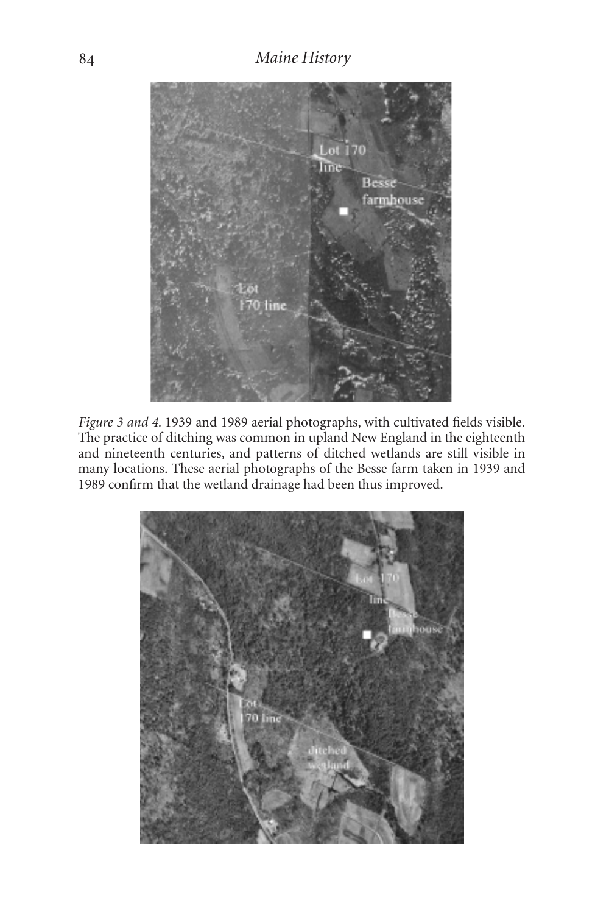*Figure 3 and 4.* 1939 and 1989 aerial photographs, with cultivated fields visible. The practice of ditching was common in upland New England in the eighteenth and nineteenth centuries, and patterns of ditched wetlands are still visible in many locations. These aerial photographs of the Besse farm taken in 1939 and 1989 confirm that the wetland drainage had been thus improved.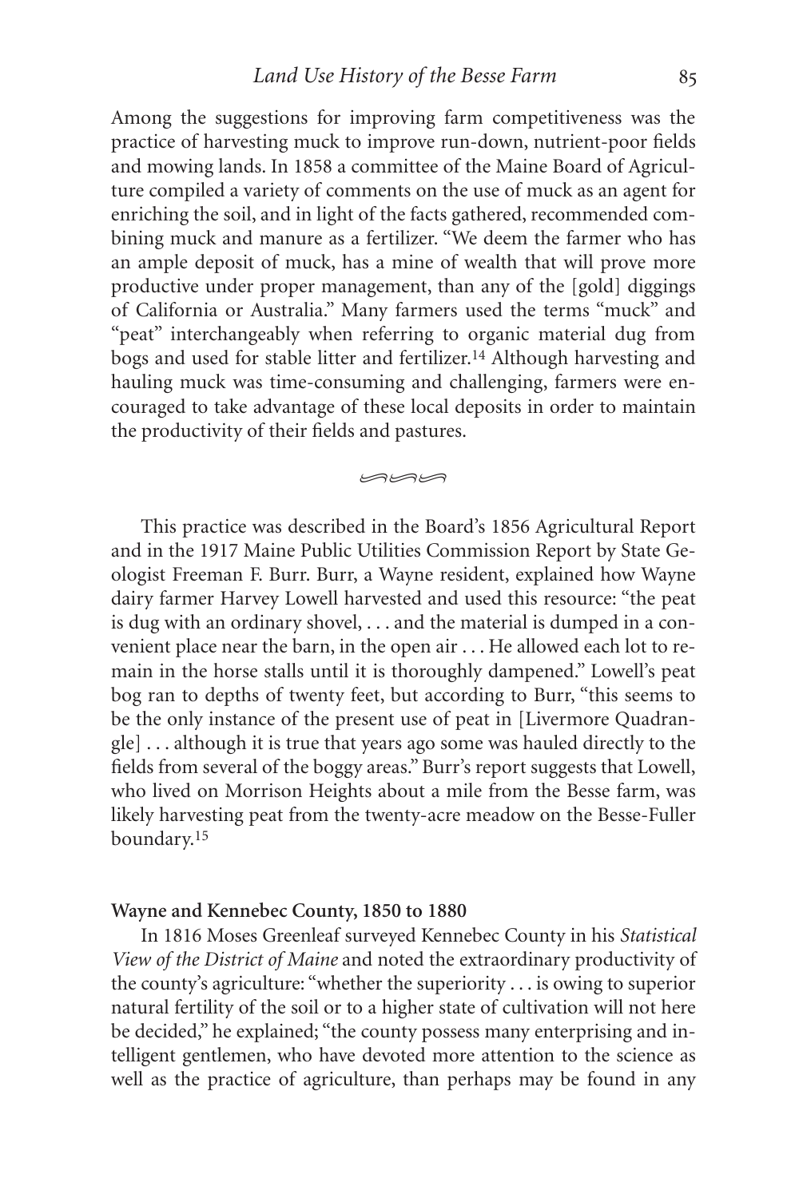Among the suggestions for improving farm competitiveness was the practice of harvesting muck to improve run-down, nutrient-poor fields and mowing lands. In 1858 a committee of the Maine Board of Agriculture compiled a variety of comments on the use of muck as an agent for enriching the soil, and in light of the facts gathered, recommended combining muck and manure as a fertilizer. "We deem the farmer who has an ample deposit of muck, has a mine of wealth that will prove more productive under proper management, than any of the [gold] diggings of California or Australia." Many farmers used the terms "muck" and "peat" interchangeably when referring to organic material dug from bogs and used for stable litter and fertilizer.[14] Although harvesting and hauling muck was time-consuming and challenging, farmers were encouraged to take advantage of these local deposits in order to maintain the productivity of their fields and pastures.

This practice was described in the Board's 1856 Agricultural Report and in the 1917 Maine Public Utilities Commission Report by State Geologist Freeman F. Burr. Burr, a Wayne resident, explained how Wayne dairy farmer Harvey Lowell harvested and used this resource: "the peat is dug with an ordinary shovel, . . . and the material is dumped in a convenient place near the barn, in the open air . . . He allowed each lot to remain in the horse stalls until it is thoroughly dampened." Lowell's peat bog ran to depths of twenty feet, but according to Burr, "this seems to be the only instance of the present use of peat in [Livermore Quadrangle] . . . although it is true that years ago some was hauled directly to the fields from several of the boggy areas." Burr's report suggests that Lowell, who lived on Morrison Heights about a mile from the Besse farm, was likely harvesting peat from the twenty-acre meadow on the Besse-Fuller boundary.[15]

**Wayne and Kennebec County, 1850 to 1880**

In 1816 Moses Greenleaf surveyed Kennebec County in his *Statistical View of the District of Maine* and noted the extraordinary productivity of the county's agriculture: "whether the superiority . . . is owing to superior natural fertility of the soil or to a higher state of cultivation will not here be decided," he explained; "the county possess many enterprising and intelligent gentlemen, who have devoted more attention to the science as well as the practice of agriculture, than perhaps may be found in any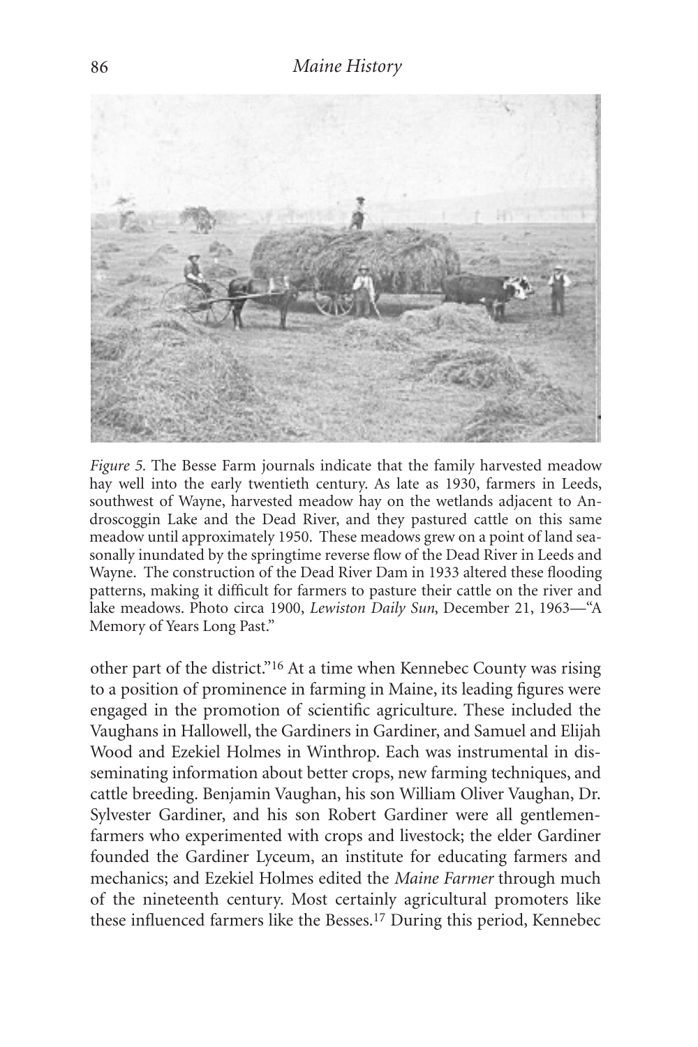*Figure 5.* The Besse Farm journals indicate that the family harvested meadow hay well into the early twentieth century. As late as 1930, farmers in Leeds, southwest of Wayne, harvested meadow hay on the wetlands adjacent to Androscoggin Lake and the Dead River, and they pastured cattle on this same meadow until approximately 1950. These meadows grew on a point of land seasonally inundated by the springtime reverse flow of the Dead River in Leeds and Wayne. The construction of the Dead River Dam in 1933 altered these flooding patterns, making it difficult for farmers to pasture their cattle on the river and lake meadows. Photo circa 1900, *Lewiston Daily Sun*, December 21, 1963—"A Memory of Years Long Past."

other part of the district."[16] At a time when Kennebec County was rising to a position of prominence in farming in Maine, its leading figures were engaged in the promotion of scientific agriculture. These included the Vaughans in Hallowell, the Gardiners in Gardiner, and Samuel and Elijah Wood and Ezekiel Holmes in Winthrop. Each was instrumental in disseminating information about better crops, new farming techniques, and cattle breeding. Benjamin Vaughan, his son William Oliver Vaughan, Dr. Sylvester Gardiner, and his son Robert Gardiner were all gentlemen-farmers who experimented with crops and livestock; the elder Gardiner founded the Gardiner Lyceum, an institute for educating farmers and mechanics; and Ezekiel Holmes edited the *Maine Farmer* through much of the nineteenth century. Most certainly agricultural promoters like these influenced farmers like the Besses.[17] During this period, Kennebec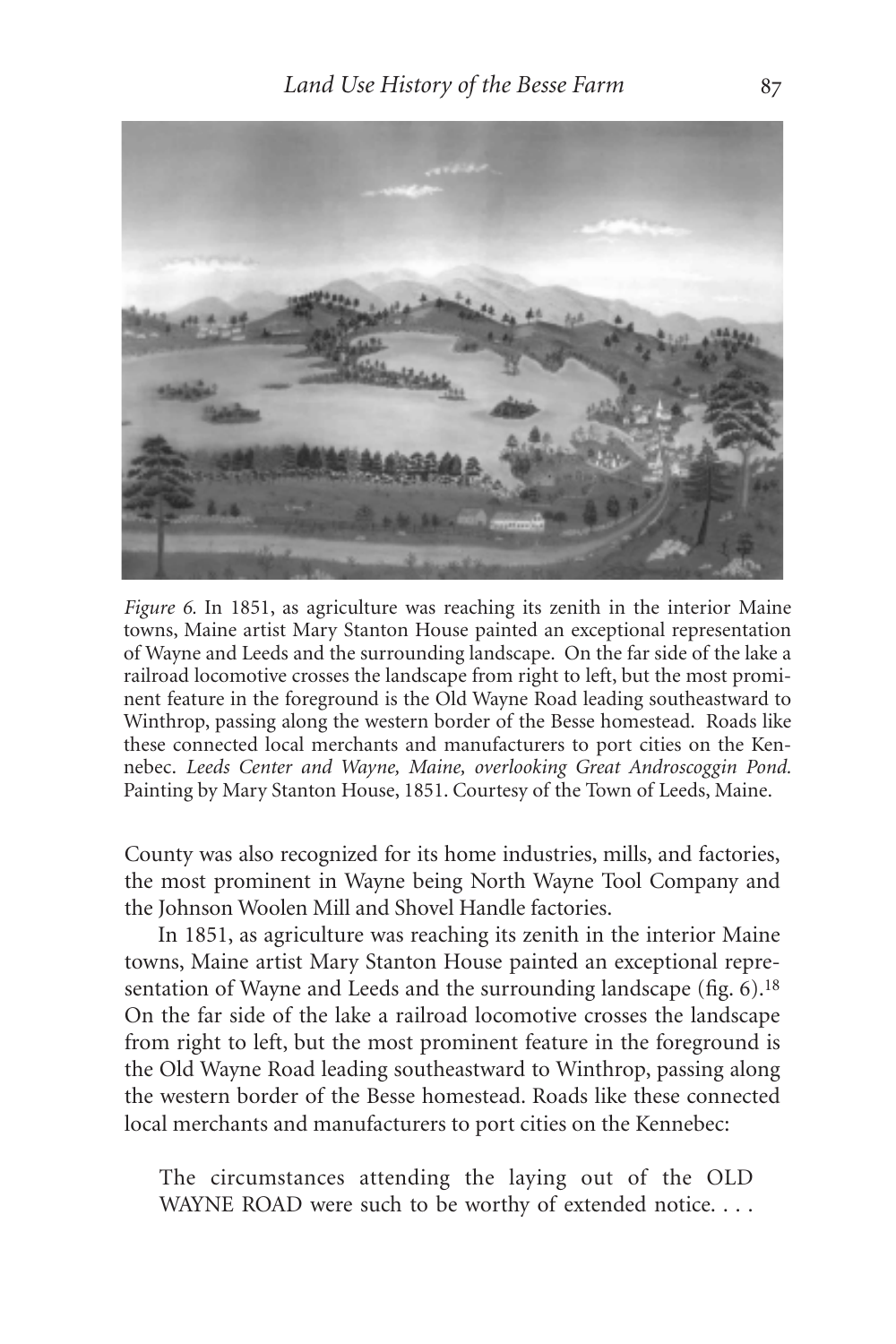*Figure 6.* In 1851, as agriculture was reaching its zenith in the interior Maine towns, Maine artist Mary Stanton House painted an exceptional representation of Wayne and Leeds and the surrounding landscape. On the far side of the lake a railroad locomotive crosses the landscape from right to left, but the most prominent feature in the foreground is the Old Wayne Road leading southeastward to Winthrop, passing along the western border of the Besse homestead. Roads like these connected local merchants and manufacturers to port cities on the Kennebec. *Leeds Center and Wayne, Maine, overlooking Great Androscoggin Pond.* Painting by Mary Stanton House, 1851. Courtesy of the Town of Leeds, Maine.

County was also recognized for its home industries, mills, and factories, the most prominent in Wayne being North Wayne Tool Company and the Johnson Woolen Mill and Shovel Handle factories.

In 1851, as agriculture was reaching its zenith in the interior Maine towns, Maine artist Mary Stanton House painted an exceptional representation of Wayne and Leeds and the surrounding landscape (fig. 6).[18] On the far side of the lake a railroad locomotive crosses the landscape from right to left, but the most prominent feature in the foreground is the Old Wayne Road leading southeastward to Winthrop, passing along the western border of the Besse homestead. Roads like these connected local merchants and manufacturers to port cities on the Kennebec:

> The circumstances attending the laying out of the OLD WAYNE ROAD were such to be worthy of extended notice. . . .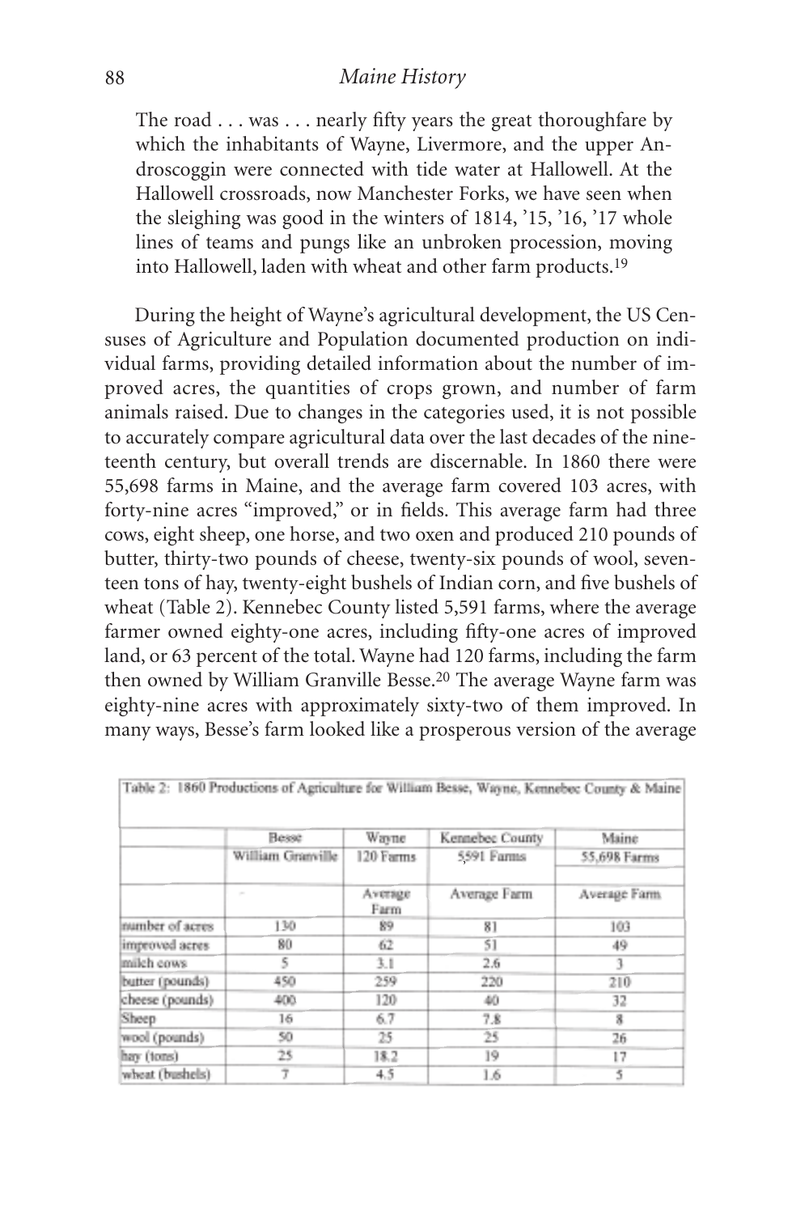> The road . . . was . . . nearly fifty years the great thoroughfare by which the inhabitants of Wayne, Livermore, and the upper Androscoggin were connected with tide water at Hallowell. At the Hallowell crossroads, now Manchester Forks, we have seen when the sleighing was good in the winters of 1814, '15, '16, '17 whole lines of teams and pungs like an unbroken procession, moving into Hallowell, laden with wheat and other farm products.[19]

During the height of Wayne's agricultural development, the US Censuses of Agriculture and Population documented production on individual farms, providing detailed information about the number of improved acres, the quantities of crops grown, and number of farm animals raised. Due to changes in the categories used, it is not possible to accurately compare agricultural data over the last decades of the nineteenth century, but overall trends are discernable. In 1860 there were 55,698 farms in Maine, and the average farm covered 103 acres, with forty-nine acres "improved," or in fields. This average farm had three cows, eight sheep, one horse, and two oxen and produced 210 pounds of butter, thirty-two pounds of cheese, twenty-six pounds of wool, seventeen tons of hay, twenty-eight bushels of Indian corn, and five bushels of wheat (Table 2). Kennebec County listed 5,591 farms, where the average farmer owned eighty-one acres, including fifty-one acres of improved land, or 63 percent of the total. Wayne had 120 farms, including the farm then owned by William Granville Besse.[20] The average Wayne farm was eighty-nine acres with approximately sixty-two of them improved. In many ways, Besse's farm looked like a prosperous version of the average

Table 2: 1860 Productions of Agriculture for William Besse, Wayne, Kennebec County & Maine

| | Besse | Wayne | Kennebec County | Maine |
|---|---|---|---|---|
| | William Granville | 120 Farms | 5,591 Farms | 55,698 Farms |
| | - | Average Farm | Average Farm | Average Farm |
| number of acres | 130 | 89 | 81 | 103 |
| improved acres | 80 | 62 | 51 | 49 |
| milch cows | 5 | 3.1 | 2.6 | 3 |
| butter (pounds) | 450 | 259 | 220 | 210 |
| cheese (pounds) | 400 | 120 | 40 | 32 |
| Sheep | 16 | 6.7 | 7.8 | 8 |
| wool (pounds) | 50 | 25 | 25 | 26 |
| hay (tons) | 25 | 18.2 | 19 | 17 |
| wheat (bushels) | 7 | 4.5 | 1.6 | 5 |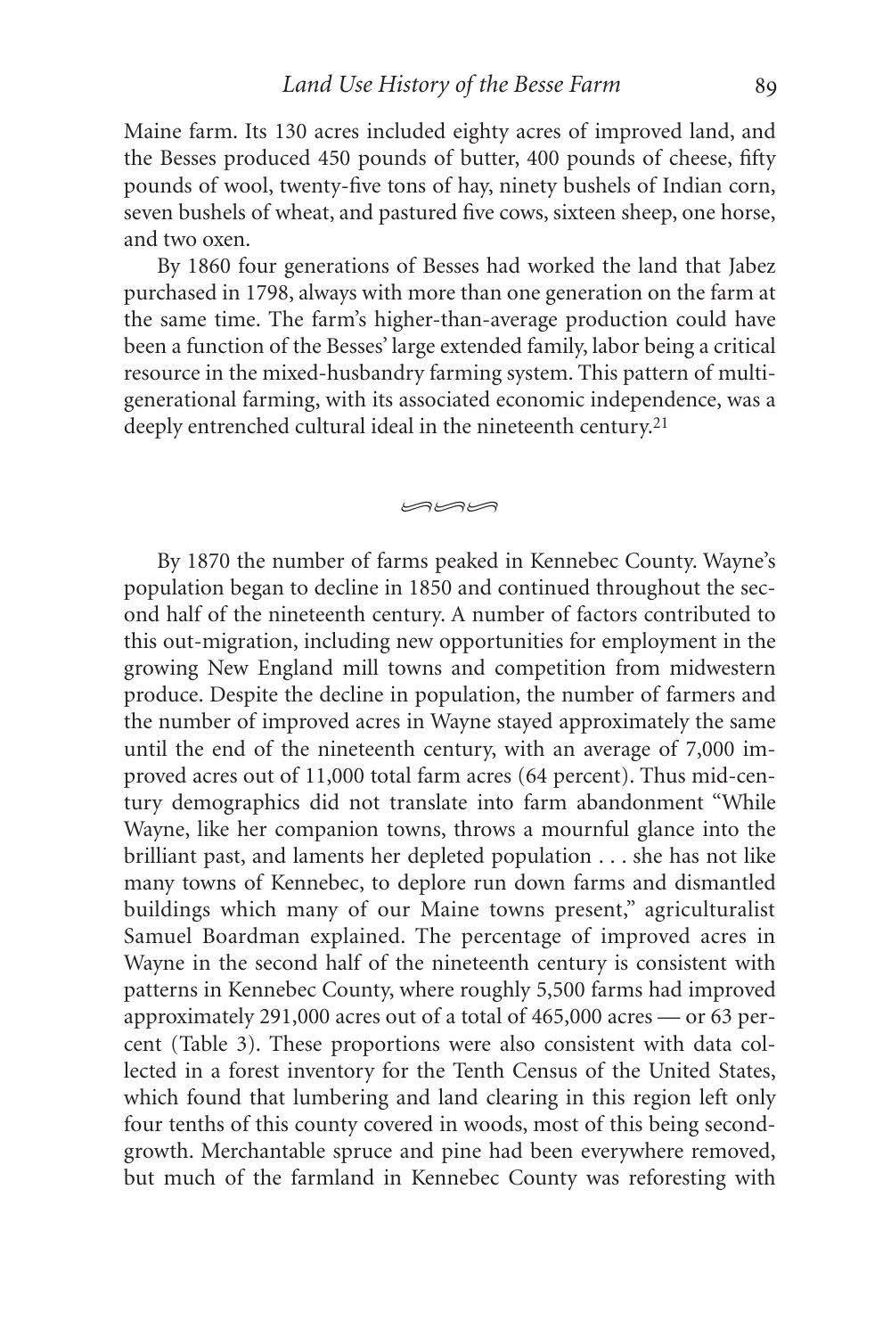Maine farm. Its 130 acres included eighty acres of improved land, and the Besses produced 450 pounds of butter, 400 pounds of cheese, fifty pounds of wool, twenty-five tons of hay, ninety bushels of Indian corn, seven bushels of wheat, and pastured five cows, sixteen sheep, one horse, and two oxen.

By 1860 four generations of Besses had worked the land that Jabez purchased in 1798, always with more than one generation on the farm at the same time. The farm's higher-than-average production could have been a function of the Besses' large extended family, labor being a critical resource in the mixed-husbandry farming system. This pattern of multi-generational farming, with its associated economic independence, was a deeply entrenched cultural ideal in the nineteenth century.[21]

By 1870 the number of farms peaked in Kennebec County. Wayne's population began to decline in 1850 and continued throughout the second half of the nineteenth century. A number of factors contributed to this out-migration, including new opportunities for employment in the growing New England mill towns and competition from midwestern produce. Despite the decline in population, the number of farmers and the number of improved acres in Wayne stayed approximately the same until the end of the nineteenth century, with an average of 7,000 improved acres out of 11,000 total farm acres (64 percent). Thus mid-century demographics did not translate into farm abandonment "While Wayne, like her companion towns, throws a mournful glance into the brilliant past, and laments her depleted population . . . she has not like many towns of Kennebec, to deplore run down farms and dismantled buildings which many of our Maine towns present," agriculturalist Samuel Boardman explained. The percentage of improved acres in Wayne in the second half of the nineteenth century is consistent with patterns in Kennebec County, where roughly 5,500 farms had improved approximately 291,000 acres out of a total of 465,000 acres — or 63 percent (Table 3). These proportions were also consistent with data collected in a forest inventory for the Tenth Census of the United States, which found that lumbering and land clearing in this region left only four tenths of this county covered in woods, most of this being second-growth. Merchantable spruce and pine had been everywhere removed, but much of the farmland in Kennebec County was reforesting with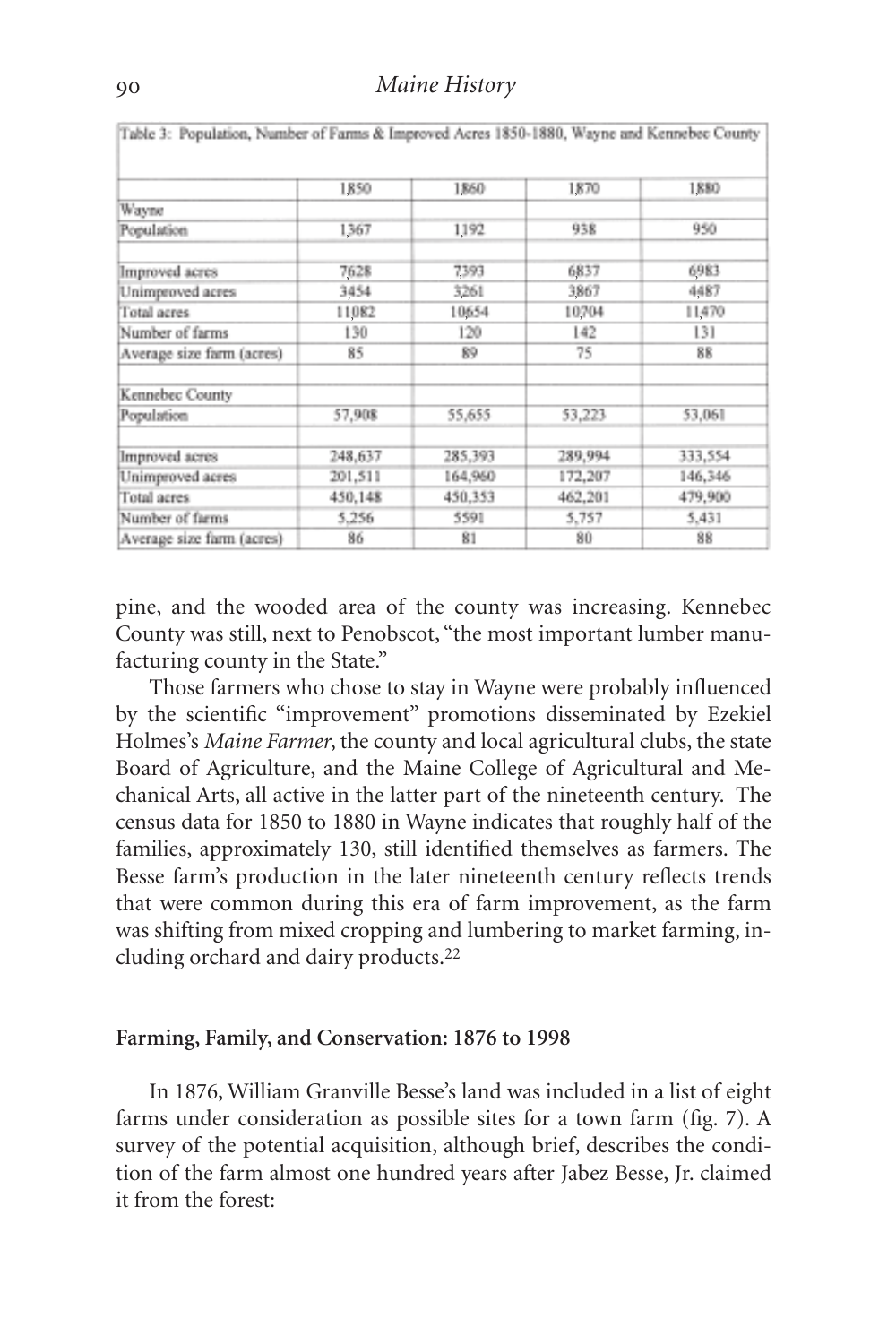Table 3: Population, Number of Farms & Improved Acres 1850-1880, Wayne and Kennebec County

| | 1850 | 1860 | 1870 | 1880 |
|---|---|---|---|---|
| Wayne | | | | |
| Population | 1,367 | 1,192 | 938 | 950 |
| | | | | |
| Improved acres | 7628 | 7393 | 6837 | 6983 |
| Unimproved acres | 3454 | 3261 | 3867 | 4487 |
| Total acres | 11,082 | 10,654 | 10,704 | 11,470 |
| Number of farms | 130 | 120 | 142 | 131 |
| Average size farm (acres) | 85 | 89 | 75 | 88 |
| | | | | |
| Kennebec County | | | | |
| Population | 57,908 | 55,655 | 53,223 | 53,061 |
| | | | | |
| Improved acres | 248,637 | 285,393 | 289,994 | 333,554 |
| Unimproved acres | 201,511 | 164,960 | 172,207 | 146,346 |
| Total acres | 450,148 | 450,353 | 462,201 | 479,900 |
| Number of farms | 5,256 | 5591 | 5,757 | 5,431 |
| Average size farm (acres) | 86 | 81 | 80 | 88 |

pine, and the wooded area of the county was increasing. Kennebec County was still, next to Penobscot, "the most important lumber manufacturing county in the State."

Those farmers who chose to stay in Wayne were probably influenced by the scientific "improvement" promotions disseminated by Ezekiel Holmes's *Maine Farmer*, the county and local agricultural clubs, the state Board of Agriculture, and the Maine College of Agricultural and Mechanical Arts, all active in the latter part of the nineteenth century. The census data for 1850 to 1880 in Wayne indicates that roughly half of the families, approximately 130, still identified themselves as farmers. The Besse farm's production in the later nineteenth century reflects trends that were common during this era of farm improvement, as the farm was shifting from mixed cropping and lumbering to market farming, including orchard and dairy products.[22]

### Farming, Family, and Conservation: 1876 to 1998

In 1876, William Granville Besse's land was included in a list of eight farms under consideration as possible sites for a town farm (fig. 7). A survey of the potential acquisition, although brief, describes the condition of the farm almost one hundred years after Jabez Besse, Jr. claimed it from the forest: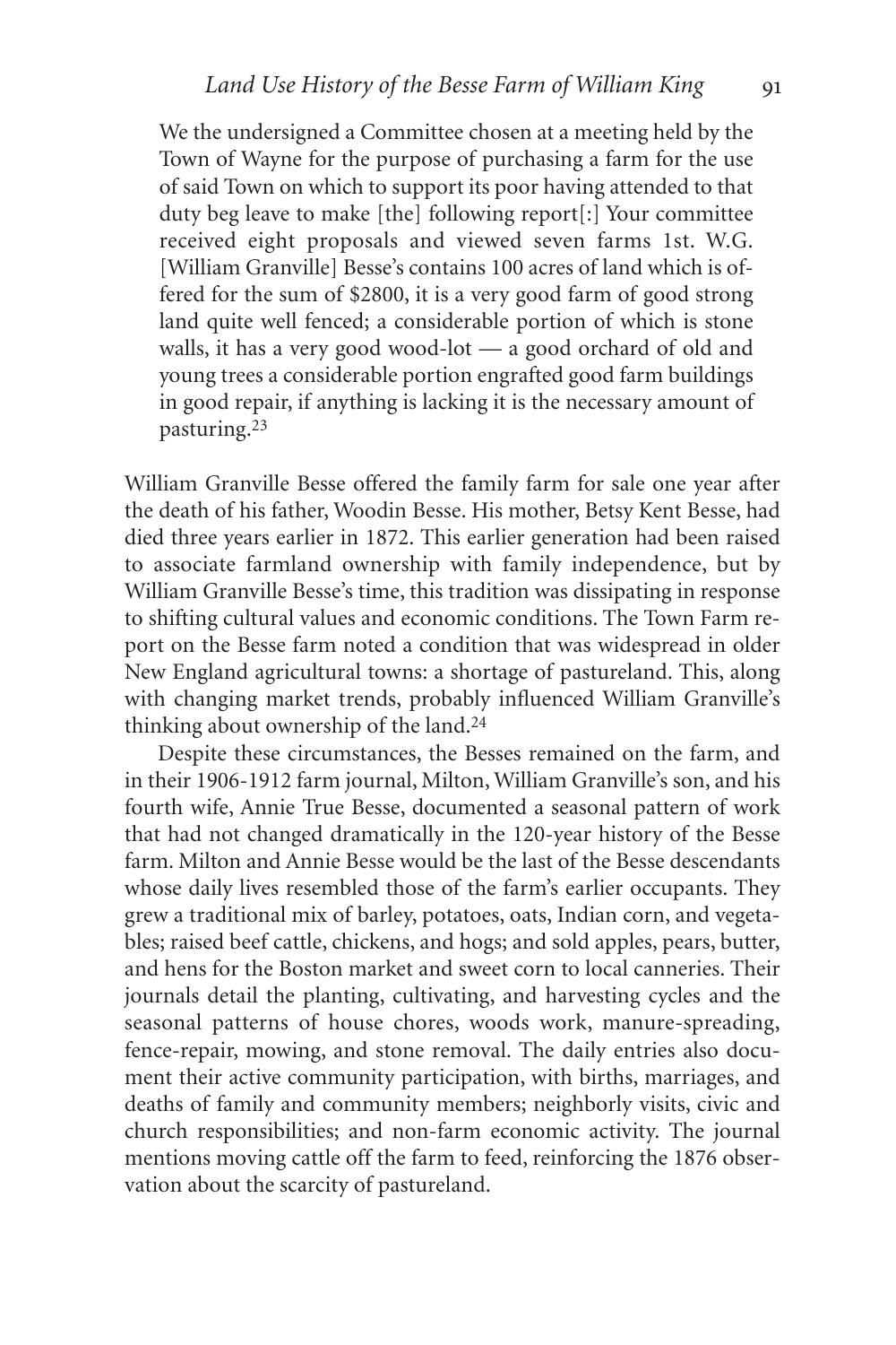> We the undersigned a Committee chosen at a meeting held by the Town of Wayne for the purpose of purchasing a farm for the use of said Town on which to support its poor having attended to that duty beg leave to make [the] following report[:] Your committee received eight proposals and viewed seven farms 1st. W.G. [William Granville] Besse's contains 100 acres of land which is offered for the sum of $2800, it is a very good farm of good strong land quite well fenced; a considerable portion of which is stone walls, it has a very good wood-lot — a good orchard of old and young trees a considerable portion engrafted good farm buildings in good repair, if anything is lacking it is the necessary amount of pasturing.[23]

William Granville Besse offered the family farm for sale one year after the death of his father, Woodin Besse. His mother, Betsy Kent Besse, had died three years earlier in 1872. This earlier generation had been raised to associate farmland ownership with family independence, but by William Granville Besse's time, this tradition was dissipating in response to shifting cultural values and economic conditions. The Town Farm report on the Besse farm noted a condition that was widespread in older New England agricultural towns: a shortage of pastureland. This, along with changing market trends, probably influenced William Granville's thinking about ownership of the land.[24]

Despite these circumstances, the Besses remained on the farm, and in their 1906-1912 farm journal, Milton, William Granville's son, and his fourth wife, Annie True Besse, documented a seasonal pattern of work that had not changed dramatically in the 120-year history of the Besse farm. Milton and Annie Besse would be the last of the Besse descendants whose daily lives resembled those of the farm's earlier occupants. They grew a traditional mix of barley, potatoes, oats, Indian corn, and vegetables; raised beef cattle, chickens, and hogs; and sold apples, pears, butter, and hens for the Boston market and sweet corn to local canneries. Their journals detail the planting, cultivating, and harvesting cycles and the seasonal patterns of house chores, woods work, manure-spreading, fence-repair, mowing, and stone removal. The daily entries also document their active community participation, with births, marriages, and deaths of family and community members; neighborly visits, civic and church responsibilities; and non-farm economic activity. The journal mentions moving cattle off the farm to feed, reinforcing the 1876 observation about the scarcity of pastureland.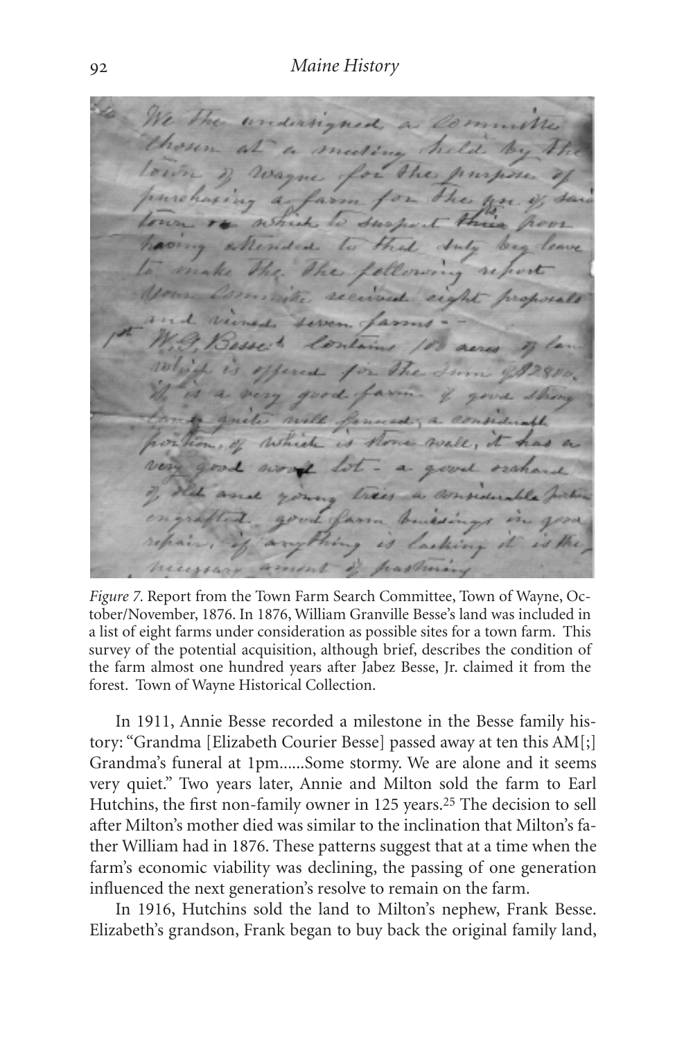*Figure 7.* Report from the Town Farm Search Committee, Town of Wayne, October/November, 1876. In 1876, William Granville Besse's land was included in a list of eight farms under consideration as possible sites for a town farm. This survey of the potential acquisition, although brief, describes the condition of the farm almost one hundred years after Jabez Besse, Jr. claimed it from the forest. Town of Wayne Historical Collection.

In 1911, Annie Besse recorded a milestone in the Besse family history: "Grandma [Elizabeth Courier Besse] passed away at ten this AM[;] Grandma's funeral at 1pm......Some stormy. We are alone and it seems very quiet." Two years later, Annie and Milton sold the farm to Earl Hutchins, the first non-family owner in 125 years.[25] The decision to sell after Milton's mother died was similar to the inclination that Milton's father William had in 1876. These patterns suggest that at a time when the farm's economic viability was declining, the passing of one generation influenced the next generation's resolve to remain on the farm.

In 1916, Hutchins sold the land to Milton's nephew, Frank Besse. Elizabeth's grandson, Frank began to buy back the original family land,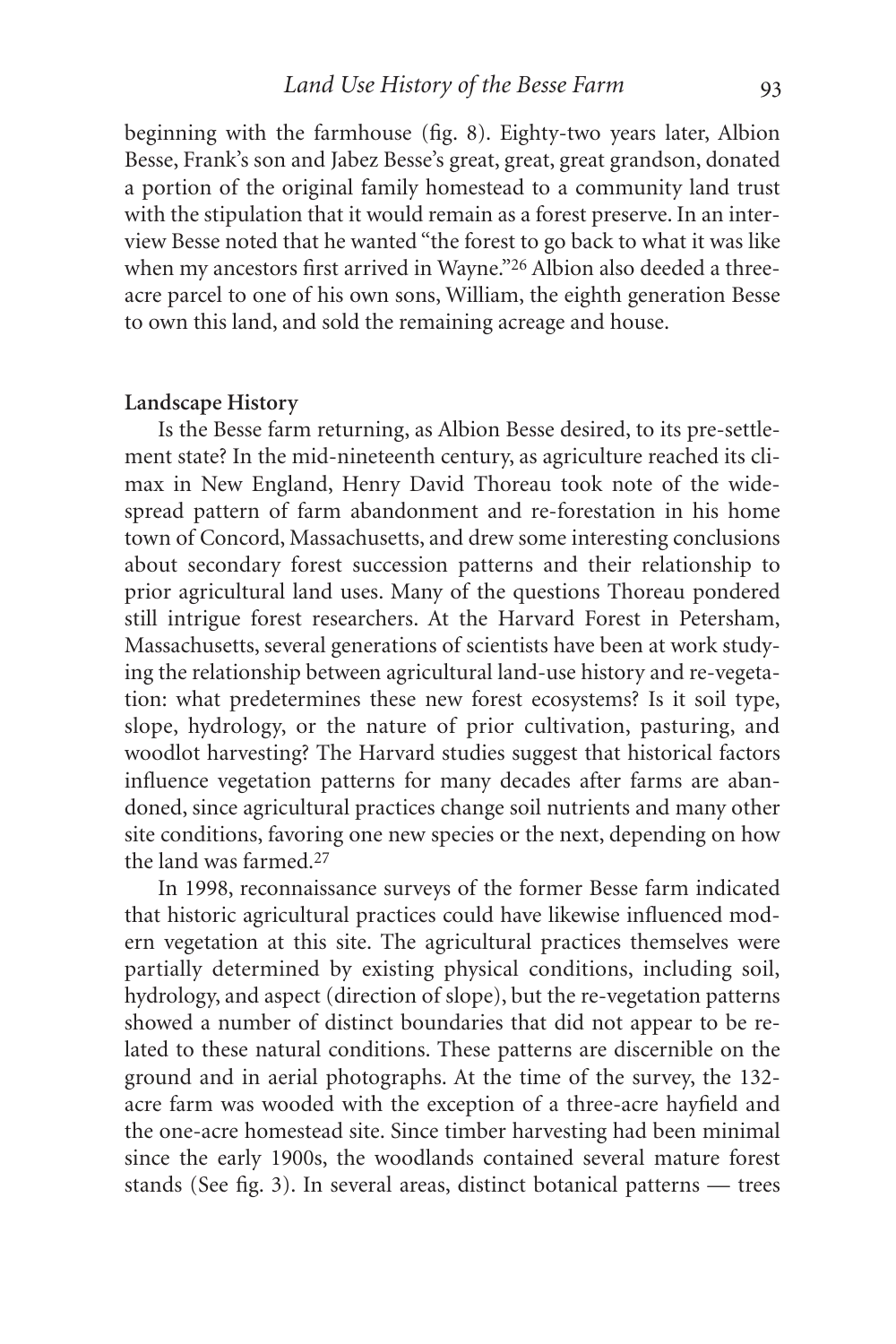beginning with the farmhouse (fig. 8). Eighty-two years later, Albion Besse, Frank's son and Jabez Besse's great, great, great grandson, donated a portion of the original family homestead to a community land trust with the stipulation that it would remain as a forest preserve. In an interview Besse noted that he wanted "the forest to go back to what it was like when my ancestors first arrived in Wayne."[26] Albion also deeded a three-acre parcel to one of his own sons, William, the eighth generation Besse to own this land, and sold the remaining acreage and house.

**Landscape History**

Is the Besse farm returning, as Albion Besse desired, to its pre-settlement state? In the mid-nineteenth century, as agriculture reached its climax in New England, Henry David Thoreau took note of the widespread pattern of farm abandonment and re-forestation in his home town of Concord, Massachusetts, and drew some interesting conclusions about secondary forest succession patterns and their relationship to prior agricultural land uses. Many of the questions Thoreau pondered still intrigue forest researchers. At the Harvard Forest in Petersham, Massachusetts, several generations of scientists have been at work studying the relationship between agricultural land-use history and re-vegetation: what predetermines these new forest ecosystems? Is it soil type, slope, hydrology, or the nature of prior cultivation, pasturing, and woodlot harvesting? The Harvard studies suggest that historical factors influence vegetation patterns for many decades after farms are abandoned, since agricultural practices change soil nutrients and many other site conditions, favoring one new species or the next, depending on how the land was farmed.[27]

In 1998, reconnaissance surveys of the former Besse farm indicated that historic agricultural practices could have likewise influenced modern vegetation at this site. The agricultural practices themselves were partially determined by existing physical conditions, including soil, hydrology, and aspect (direction of slope), but the re-vegetation patterns showed a number of distinct boundaries that did not appear to be related to these natural conditions. These patterns are discernible on the ground and in aerial photographs. At the time of the survey, the 132-acre farm was wooded with the exception of a three-acre hayfield and the one-acre homestead site. Since timber harvesting had been minimal since the early 1900s, the woodlands contained several mature forest stands (See fig. 3). In several areas, distinct botanical patterns — trees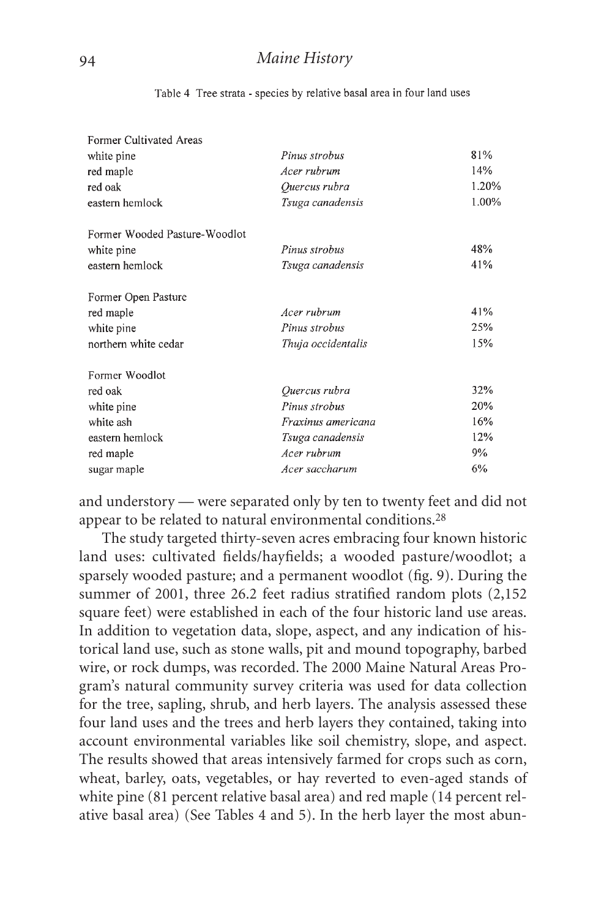Table 4 Tree strata - species by relative basal area in four land uses

| | | |
|---|---|---|
| Former Cultivated Areas | | |
| white pine | *Pinus strobus* | 81% |
| red maple | *Acer rubrum* | 14% |
| red oak | *Quercus rubra* | 1.20% |
| eastern hemlock | *Tsuga canadensis* | 1.00% |
| Former Wooded Pasture-Woodlot | | |
| white pine | *Pinus strobus* | 48% |
| eastern hemlock | *Tsuga canadensis* | 41% |
| Former Open Pasture | | |
| red maple | *Acer rubrum* | 41% |
| white pine | *Pinus strobus* | 25% |
| northern white cedar | *Thuja occidentalis* | 15% |
| Former Woodlot | | |
| red oak | *Quercus rubra* | 32% |
| white pine | *Pinus strobus* | 20% |
| white ash | *Fraxinus americana* | 16% |
| eastern hemlock | *Tsuga canadensis* | 12% |
| red maple | *Acer rubrum* | 9% |
| sugar maple | *Acer saccharum* | 6% |

and understory — were separated only by ten to twenty feet and did not appear to be related to natural environmental conditions.[28]

The study targeted thirty-seven acres embracing four known historic land uses: cultivated fields/hayfields; a wooded pasture/woodlot; a sparsely wooded pasture; and a permanent woodlot (fig. 9). During the summer of 2001, three 26.2 feet radius stratified random plots (2,152 square feet) were established in each of the four historic land use areas. In addition to vegetation data, slope, aspect, and any indication of historical land use, such as stone walls, pit and mound topography, barbed wire, or rock dumps, was recorded. The 2000 Maine Natural Areas Program's natural community survey criteria was used for data collection for the tree, sapling, shrub, and herb layers. The analysis assessed these four land uses and the trees and herb layers they contained, taking into account environmental variables like soil chemistry, slope, and aspect. The results showed that areas intensively farmed for crops such as corn, wheat, barley, oats, vegetables, or hay reverted to even-aged stands of white pine (81 percent relative basal area) and red maple (14 percent relative basal area) (See Tables 4 and 5). In the herb layer the most abun-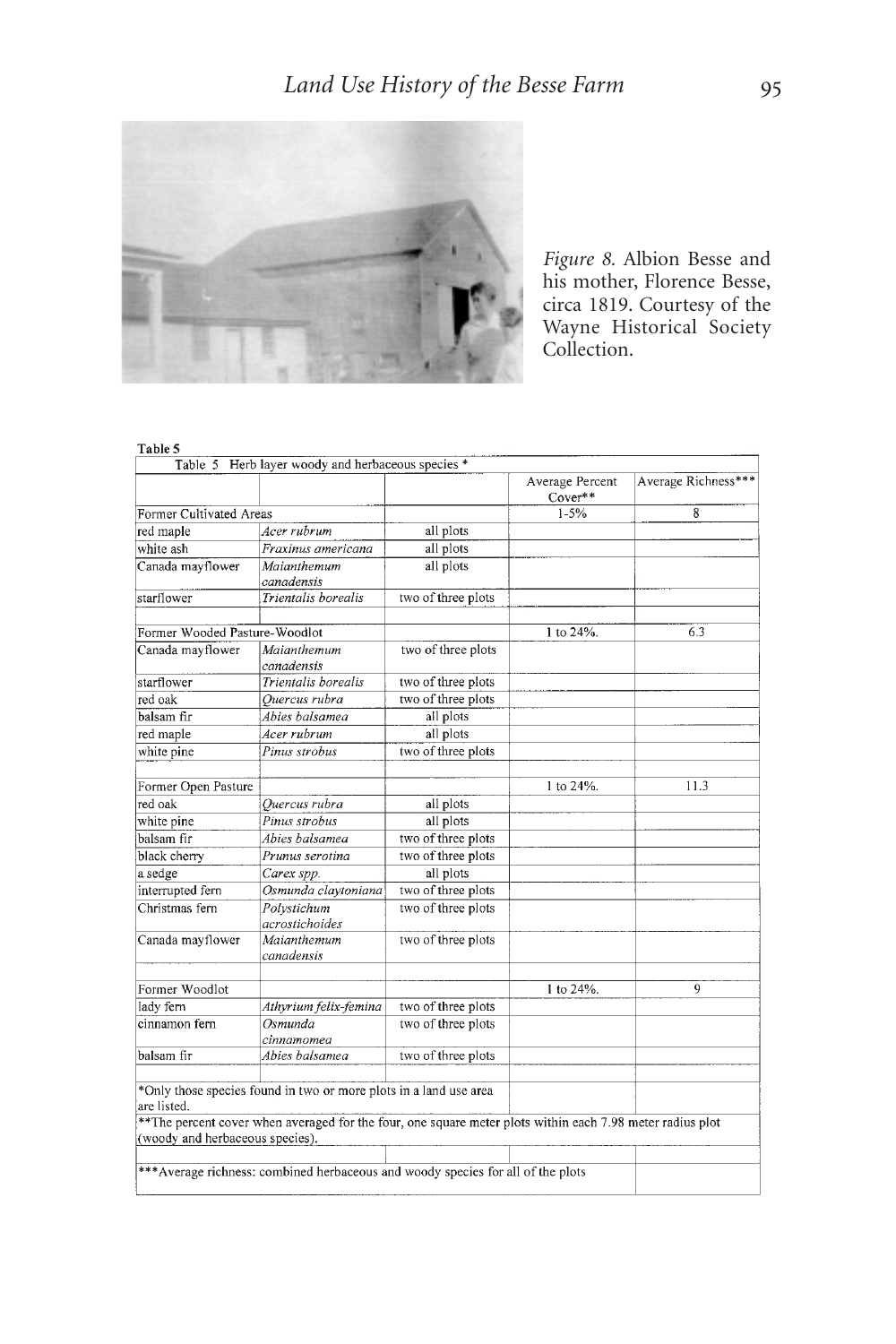*Figure 8.* Albion Besse and his mother, Florence Besse, circa 1819. Courtesy of the Wayne Historical Society Collection.

**Table 5**

| Table 5 Herb layer woody and herbaceous species * | | | | |
|---|---|---|---|---|
| | | | Average Percent Cover** | Average Richness*** |
| Former Cultivated Areas | | | 1-5% | 8 |
| red maple | *Acer rubrum* | all plots | | |
| white ash | *Fraxinus americana* | all plots | | |
| Canada mayflower | *Maianthemum canadensis* | all plots | | |
| starflower | *Trientalis borealis* | two of three plots | | |
| | | | | |
| Former Wooded Pasture-Woodlot | | | 1 to 24%. | 6.3 |
| Canada mayflower | *Maianthemum canadensis* | two of three plots | | |
| starflower | *Trientalis borealis* | two of three plots | | |
| red oak | *Quercus rubra* | two of three plots | | |
| balsam fir | *Abies balsamea* | all plots | | |
| red maple | *Acer rubrum* | all plots | | |
| white pine | *Pinus strobus* | two of three plots | | |
| | | | | |
| Former Open Pasture | | | 1 to 24%. | 11.3 |
| red oak | *Quercus rubra* | all plots | | |
| white pine | *Pinus strobus* | all plots | | |
| balsam fir | *Abies balsamea* | two of three plots | | |
| black cherry | *Prunus serotina* | two of three plots | | |
| a sedge | *Carex spp.* | all plots | | |
| interrupted fern | *Osmunda claytoniana* | two of three plots | | |
| Christmas fern | *Polystichum acrostichoides* | two of three plots | | |
| Canada mayflower | *Maianthemum canadensis* | two of three plots | | |
| | | | | |
| Former Woodlot | | | 1 to 24%. | 9 |
| lady fern | *Athyrium felix-femina* | two of three plots | | |
| cinnamon fern | *Osmunda cinnamomea* | two of three plots | | |
| balsam fir | *Abies balsamea* | two of three plots | | |
| | | | | |
| *Only those species found in two or more plots in a land use area are listed. | | | | |
| **The percent cover when averaged for the four, one square meter plots within each 7.98 meter radius plot (woody and herbaceous species). | | | | |
| | | | | |
| ***Average richness: combined herbaceous and woody species for all of the plots | | | | |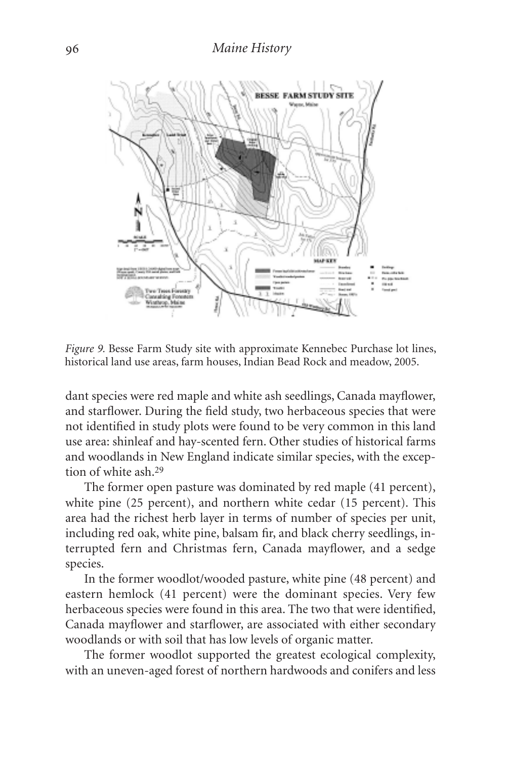*Figure 9.* Besse Farm Study site with approximate Kennebec Purchase lot lines, historical land use areas, farm houses, Indian Bead Rock and meadow, 2005.

dant species were red maple and white ash seedlings, Canada mayflower, and starflower. During the field study, two herbaceous species that were not identified in study plots were found to be very common in this land use area: shinleaf and hay-scented fern. Other studies of historical farms and woodlands in New England indicate similar species, with the exception of white ash.[29]

The former open pasture was dominated by red maple (41 percent), white pine (25 percent), and northern white cedar (15 percent). This area had the richest herb layer in terms of number of species per unit, including red oak, white pine, balsam fir, and black cherry seedlings, interrupted fern and Christmas fern, Canada mayflower, and a sedge species.

In the former woodlot/wooded pasture, white pine (48 percent) and eastern hemlock (41 percent) were the dominant species. Very few herbaceous species were found in this area. The two that were identified, Canada mayflower and starflower, are associated with either secondary woodlands or with soil that has low levels of organic matter.

The former woodlot supported the greatest ecological complexity, with an uneven-aged forest of northern hardwoods and conifers and less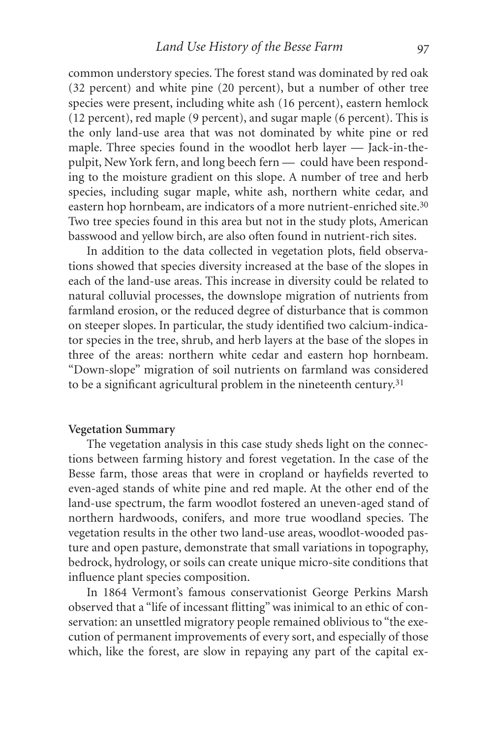common understory species. The forest stand was dominated by red oak (32 percent) and white pine (20 percent), but a number of other tree species were present, including white ash (16 percent), eastern hemlock (12 percent), red maple (9 percent), and sugar maple (6 percent). This is the only land-use area that was not dominated by white pine or red maple. Three species found in the woodlot herb layer — Jack-in-the-pulpit, New York fern, and long beech fern — could have been responding to the moisture gradient on this slope. A number of tree and herb species, including sugar maple, white ash, northern white cedar, and eastern hop hornbeam, are indicators of a more nutrient-enriched site.[30] Two tree species found in this area but not in the study plots, American basswood and yellow birch, are also often found in nutrient-rich sites.

In addition to the data collected in vegetation plots, field observations showed that species diversity increased at the base of the slopes in each of the land-use areas. This increase in diversity could be related to natural colluvial processes, the downslope migration of nutrients from farmland erosion, or the reduced degree of disturbance that is common on steeper slopes. In particular, the study identified two calcium-indicator species in the tree, shrub, and herb layers at the base of the slopes in three of the areas: northern white cedar and eastern hop hornbeam. "Down-slope" migration of soil nutrients on farmland was considered to be a significant agricultural problem in the nineteenth century.[31]

### Vegetation Summary

The vegetation analysis in this case study sheds light on the connections between farming history and forest vegetation. In the case of the Besse farm, those areas that were in cropland or hayfields reverted to even-aged stands of white pine and red maple. At the other end of the land-use spectrum, the farm woodlot fostered an uneven-aged stand of northern hardwoods, conifers, and more true woodland species. The vegetation results in the other two land-use areas, woodlot-wooded pasture and open pasture, demonstrate that small variations in topography, bedrock, hydrology, or soils can create unique micro-site conditions that influence plant species composition.

In 1864 Vermont's famous conservationist George Perkins Marsh observed that a "life of incessant flitting" was inimical to an ethic of conservation: an unsettled migratory people remained oblivious to "the execution of permanent improvements of every sort, and especially of those which, like the forest, are slow in repaying any part of the capital ex-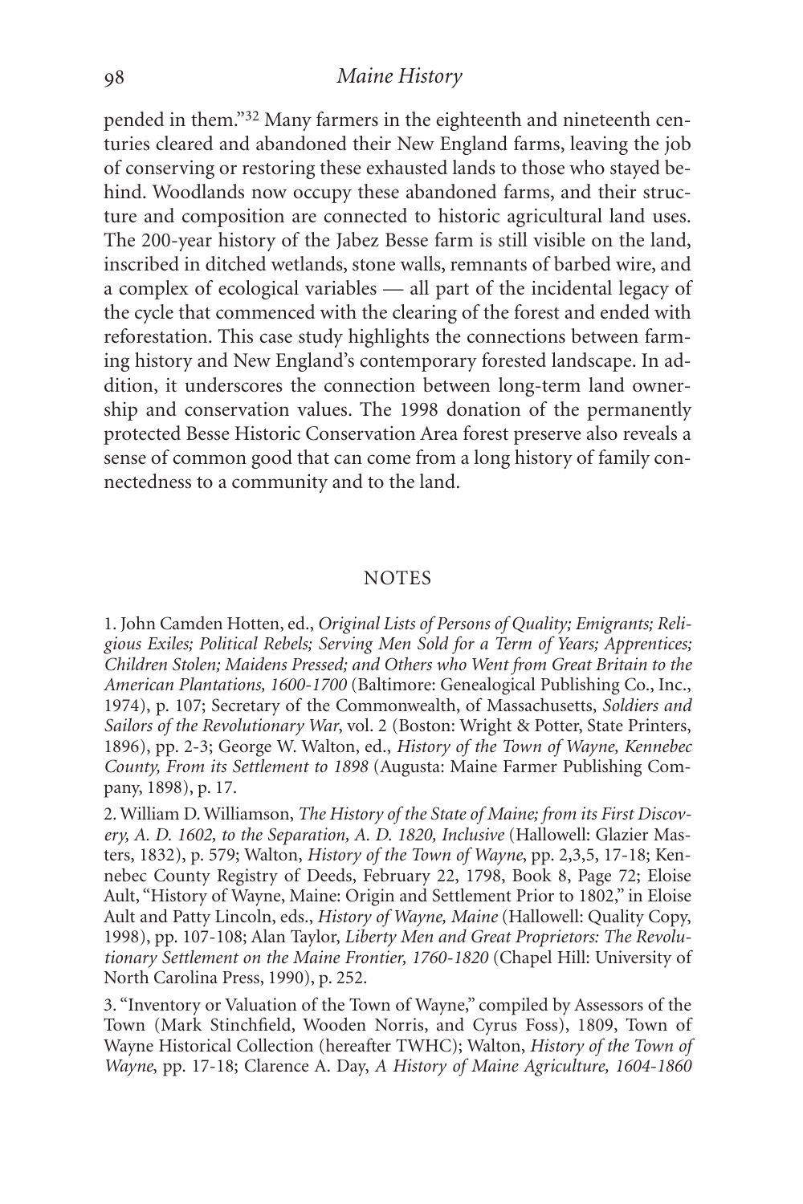pended in them."[32] Many farmers in the eighteenth and nineteenth centuries cleared and abandoned their New England farms, leaving the job of conserving or restoring these exhausted lands to those who stayed behind. Woodlands now occupy these abandoned farms, and their structure and composition are connected to historic agricultural land uses. The 200-year history of the Jabez Besse farm is still visible on the land, inscribed in ditched wetlands, stone walls, remnants of barbed wire, and a complex of ecological variables — all part of the incidental legacy of the cycle that commenced with the clearing of the forest and ended with reforestation. This case study highlights the connections between farming history and New England's contemporary forested landscape. In addition, it underscores the connection between long-term land ownership and conservation values. The 1998 donation of the permanently protected Besse Historic Conservation Area forest preserve also reveals a sense of common good that can come from a long history of family connectedness to a community and to the land.

## NOTES

1. John Camden Hotten, ed., *Original Lists of Persons of Quality; Emigrants; Religious Exiles; Political Rebels; Serving Men Sold for a Term of Years; Apprentices; Children Stolen; Maidens Pressed; and Others who Went from Great Britain to the American Plantations, 1600-1700* (Baltimore: Genealogical Publishing Co., Inc., 1974), p. 107; Secretary of the Commonwealth, of Massachusetts, *Soldiers and Sailors of the Revolutionary War*, vol. 2 (Boston: Wright & Potter, State Printers, 1896), pp. 2-3; George W. Walton, ed., *History of the Town of Wayne, Kennebec County, From its Settlement to 1898* (Augusta: Maine Farmer Publishing Company, 1898), p. 17.

2. William D. Williamson, *The History of the State of Maine; from its First Discovery, A. D. 1602, to the Separation, A. D. 1820, Inclusive* (Hallowell: Glazier Masters, 1832), p. 579; Walton, *History of the Town of Wayne*, pp. 2,3,5, 17-18; Kennebec County Registry of Deeds, February 22, 1798, Book 8, Page 72; Eloise Ault, "History of Wayne, Maine: Origin and Settlement Prior to 1802," in Eloise Ault and Patty Lincoln, eds., *History of Wayne, Maine* (Hallowell: Quality Copy, 1998), pp. 107-108; Alan Taylor, *Liberty Men and Great Proprietors: The Revolutionary Settlement on the Maine Frontier, 1760-1820* (Chapel Hill: University of North Carolina Press, 1990), p. 252.

3. "Inventory or Valuation of the Town of Wayne," compiled by Assessors of the Town (Mark Stinchfield, Wooden Norris, and Cyrus Foss), 1809, Town of Wayne Historical Collection (hereafter TWHC); Walton, *History of the Town of Wayne*, pp. 17-18; Clarence A. Day, *A History of Maine Agriculture, 1604-1860*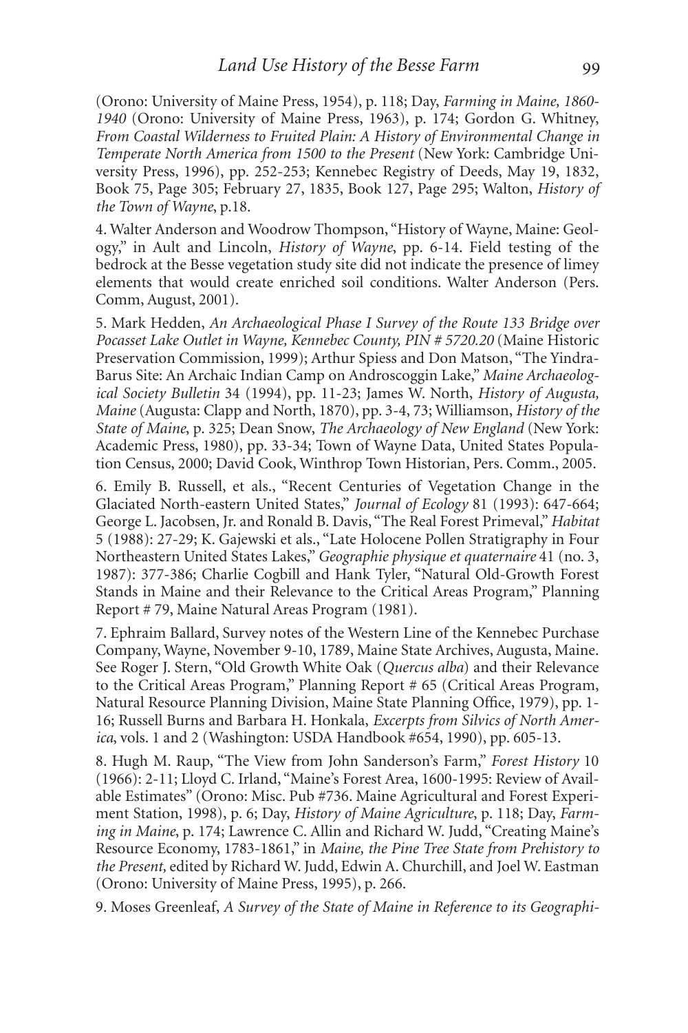(Orono: University of Maine Press, 1954), p. 118; Day, *Farming in Maine, 1860-1940* (Orono: University of Maine Press, 1963), p. 174; Gordon G. Whitney, *From Coastal Wilderness to Fruited Plain: A History of Environmental Change in Temperate North America from 1500 to the Present* (New York: Cambridge University Press, 1996), pp. 252-253; Kennebec Registry of Deeds, May 19, 1832, Book 75, Page 305; February 27, 1835, Book 127, Page 295; Walton, *History of the Town of Wayne*, p.18.

4. Walter Anderson and Woodrow Thompson, "History of Wayne, Maine: Geology," in Ault and Lincoln, *History of Wayne*, pp. 6-14. Field testing of the bedrock at the Besse vegetation study site did not indicate the presence of limey elements that would create enriched soil conditions. Walter Anderson (Pers. Comm, August, 2001).

5. Mark Hedden, *An Archaeological Phase I Survey of the Route 133 Bridge over Pocasset Lake Outlet in Wayne, Kennebec County, PIN # 5720.20* (Maine Historic Preservation Commission, 1999); Arthur Spiess and Don Matson, "The Yindra-Barus Site: An Archaic Indian Camp on Androscoggin Lake," *Maine Archaeological Society Bulletin* 34 (1994), pp. 11-23; James W. North, *History of Augusta, Maine* (Augusta: Clapp and North, 1870), pp. 3-4, 73; Williamson, *History of the State of Maine*, p. 325; Dean Snow, *The Archaeology of New England* (New York: Academic Press, 1980), pp. 33-34; Town of Wayne Data, United States Population Census, 2000; David Cook, Winthrop Town Historian, Pers. Comm., 2005.

6. Emily B. Russell, et als., "Recent Centuries of Vegetation Change in the Glaciated North-eastern United States," *Journal of Ecology* 81 (1993): 647-664; George L. Jacobsen, Jr. and Ronald B. Davis, "The Real Forest Primeval," *Habitat* 5 (1988): 27-29; K. Gajewski et als., "Late Holocene Pollen Stratigraphy in Four Northeastern United States Lakes," *Geographie physique et quaternaire* 41 (no. 3, 1987): 377-386; Charlie Cogbill and Hank Tyler, "Natural Old-Growth Forest Stands in Maine and their Relevance to the Critical Areas Program," Planning Report # 79, Maine Natural Areas Program (1981).

7. Ephraim Ballard, Survey notes of the Western Line of the Kennebec Purchase Company, Wayne, November 9-10, 1789, Maine State Archives, Augusta, Maine. See Roger J. Stern, "Old Growth White Oak (*Quercus alba*) and their Relevance to the Critical Areas Program," Planning Report # 65 (Critical Areas Program, Natural Resource Planning Division, Maine State Planning Office, 1979), pp. 1-16; Russell Burns and Barbara H. Honkala, *Excerpts from Silvics of North America*, vols. 1 and 2 (Washington: USDA Handbook #654, 1990), pp. 605-13.

8. Hugh M. Raup, "The View from John Sanderson's Farm," *Forest History* 10 (1966): 2-11; Lloyd C. Irland, "Maine's Forest Area, 1600-1995: Review of Available Estimates" (Orono: Misc. Pub #736. Maine Agricultural and Forest Experiment Station, 1998), p. 6; Day, *History of Maine Agriculture*, p. 118; Day, *Farming in Maine*, p. 174; Lawrence C. Allin and Richard W. Judd, "Creating Maine's Resource Economy, 1783-1861," in *Maine, the Pine Tree State from Prehistory to the Present,* edited by Richard W. Judd, Edwin A. Churchill, and Joel W. Eastman (Orono: University of Maine Press, 1995), p. 266.

9. Moses Greenleaf, *A Survey of the State of Maine in Reference to its Geographi-*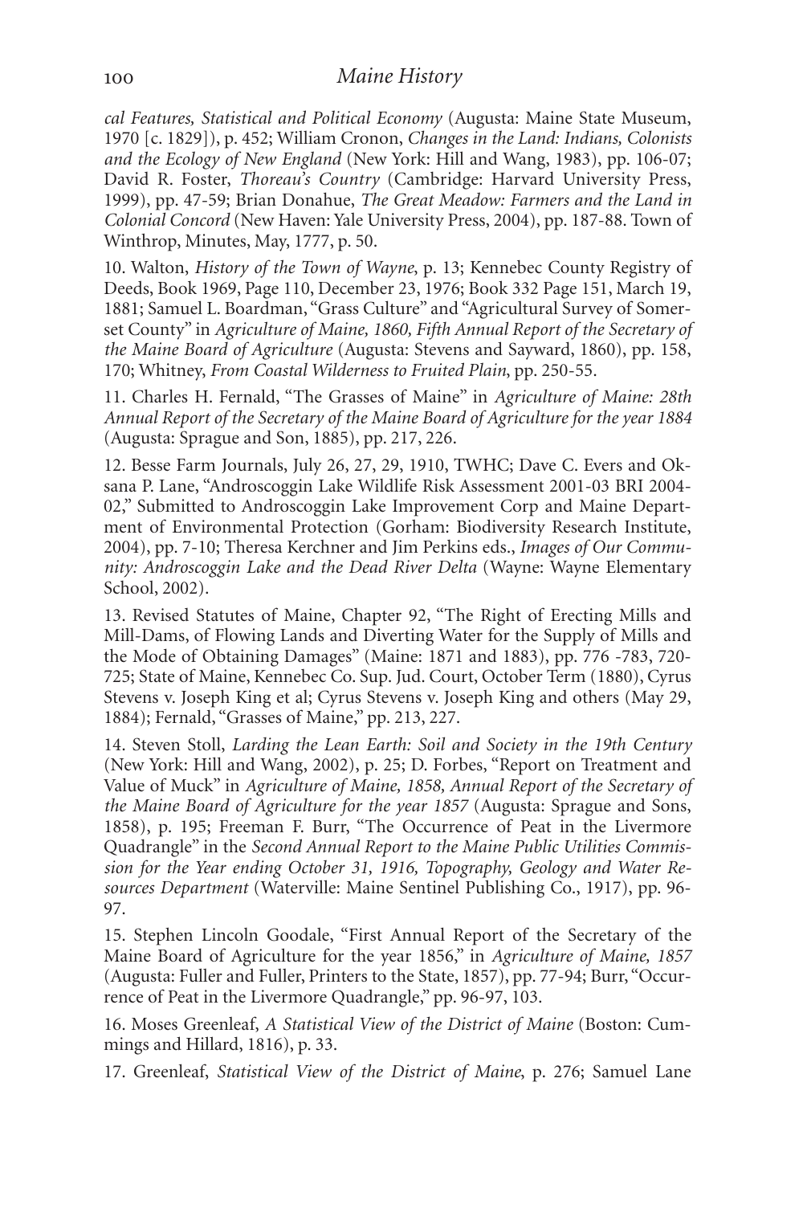*cal Features, Statistical and Political Economy* (Augusta: Maine State Museum, 1970 [c. 1829]), p. 452; William Cronon, *Changes in the Land: Indians, Colonists and the Ecology of New England* (New York: Hill and Wang, 1983), pp. 106-07; David R. Foster, *Thoreau's Country* (Cambridge: Harvard University Press, 1999), pp. 47-59; Brian Donahue, *The Great Meadow: Farmers and the Land in Colonial Concord* (New Haven: Yale University Press, 2004), pp. 187-88. Town of Winthrop, Minutes, May, 1777, p. 50.

10. Walton, *History of the Town of Wayne*, p. 13; Kennebec County Registry of Deeds, Book 1969, Page 110, December 23, 1976; Book 332 Page 151, March 19, 1881; Samuel L. Boardman, "Grass Culture" and "Agricultural Survey of Somerset County" in *Agriculture of Maine, 1860, Fifth Annual Report of the Secretary of the Maine Board of Agriculture* (Augusta: Stevens and Sayward, 1860), pp. 158, 170; Whitney, *From Coastal Wilderness to Fruited Plain*, pp. 250-55.

11. Charles H. Fernald, "The Grasses of Maine" in *Agriculture of Maine: 28th Annual Report of the Secretary of the Maine Board of Agriculture for the year 1884* (Augusta: Sprague and Son, 1885), pp. 217, 226.

12. Besse Farm Journals, July 26, 27, 29, 1910, TWHC; Dave C. Evers and Oksana P. Lane, "Androscoggin Lake Wildlife Risk Assessment 2001-03 BRI 2004-02," Submitted to Androscoggin Lake Improvement Corp and Maine Department of Environmental Protection (Gorham: Biodiversity Research Institute, 2004), pp. 7-10; Theresa Kerchner and Jim Perkins eds., *Images of Our Community: Androscoggin Lake and the Dead River Delta* (Wayne: Wayne Elementary School, 2002).

13. Revised Statutes of Maine, Chapter 92, "The Right of Erecting Mills and Mill-Dams, of Flowing Lands and Diverting Water for the Supply of Mills and the Mode of Obtaining Damages" (Maine: 1871 and 1883), pp. 776 -783, 720-725; State of Maine, Kennebec Co. Sup. Jud. Court, October Term (1880), Cyrus Stevens v. Joseph King et al; Cyrus Stevens v. Joseph King and others (May 29, 1884); Fernald, "Grasses of Maine," pp. 213, 227.

14. Steven Stoll, *Larding the Lean Earth: Soil and Society in the 19th Century* (New York: Hill and Wang, 2002), p. 25; D. Forbes, "Report on Treatment and Value of Muck" in *Agriculture of Maine, 1858, Annual Report of the Secretary of the Maine Board of Agriculture for the year 1857* (Augusta: Sprague and Sons, 1858), p. 195; Freeman F. Burr, "The Occurrence of Peat in the Livermore Quadrangle" in the *Second Annual Report to the Maine Public Utilities Commission for the Year ending October 31, 1916, Topography, Geology and Water Resources Department* (Waterville: Maine Sentinel Publishing Co., 1917), pp. 96-97.

15. Stephen Lincoln Goodale, "First Annual Report of the Secretary of the Maine Board of Agriculture for the year 1856," in *Agriculture of Maine, 1857* (Augusta: Fuller and Fuller, Printers to the State, 1857), pp. 77-94; Burr, "Occurrence of Peat in the Livermore Quadrangle," pp. 96-97, 103.

16. Moses Greenleaf, *A Statistical View of the District of Maine* (Boston: Cummings and Hillard, 1816), p. 33.

17. Greenleaf, *Statistical View of the District of Maine*, p. 276; Samuel Lane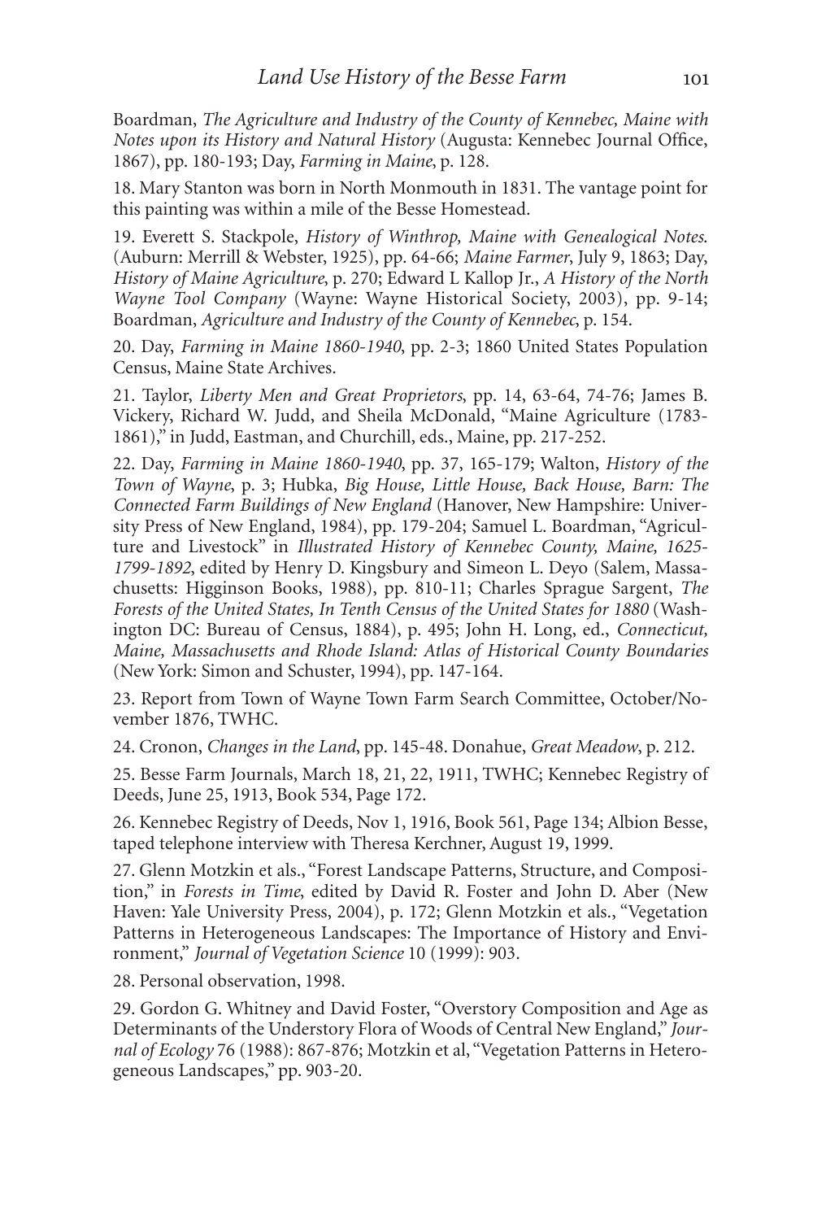Boardman, *The Agriculture and Industry of the County of Kennebec, Maine with Notes upon its History and Natural History* (Augusta: Kennebec Journal Office, 1867), pp. 180-193; Day, *Farming in Maine*, p. 128.

18. Mary Stanton was born in North Monmouth in 1831. The vantage point for this painting was within a mile of the Besse Homestead.

19. Everett S. Stackpole, *History of Winthrop, Maine with Genealogical Notes*. (Auburn: Merrill & Webster, 1925), pp. 64-66; *Maine Farmer*, July 9, 1863; Day, *History of Maine Agriculture*, p. 270; Edward L Kallop Jr., *A History of the North Wayne Tool Company* (Wayne: Wayne Historical Society, 2003), pp. 9-14; Boardman, *Agriculture and Industry of the County of Kennebec*, p. 154.

20. Day, *Farming in Maine 1860-1940*, pp. 2-3; 1860 United States Population Census, Maine State Archives.

21. Taylor, *Liberty Men and Great Proprietors*, pp. 14, 63-64, 74-76; James B. Vickery, Richard W. Judd, and Sheila McDonald, "Maine Agriculture (1783-1861)," in Judd, Eastman, and Churchill, eds., Maine, pp. 217-252.

22. Day, *Farming in Maine 1860-1940*, pp. 37, 165-179; Walton, *History of the Town of Wayne*, p. 3; Hubka, *Big House, Little House, Back House, Barn: The Connected Farm Buildings of New England* (Hanover, New Hampshire: University Press of New England, 1984), pp. 179-204; Samuel L. Boardman, "Agriculture and Livestock" in *Illustrated History of Kennebec County, Maine, 1625-1799-1892*, edited by Henry D. Kingsbury and Simeon L. Deyo (Salem, Massachusetts: Higginson Books, 1988), pp. 810-11; Charles Sprague Sargent, *The Forests of the United States, In Tenth Census of the United States for 1880* (Washington DC: Bureau of Census, 1884), p. 495; John H. Long, ed., *Connecticut, Maine, Massachusetts and Rhode Island: Atlas of Historical County Boundaries* (New York: Simon and Schuster, 1994), pp. 147-164.

23. Report from Town of Wayne Town Farm Search Committee, October/November 1876, TWHC.

24. Cronon, *Changes in the Land*, pp. 145-48. Donahue, *Great Meadow*, p. 212.

25. Besse Farm Journals, March 18, 21, 22, 1911, TWHC; Kennebec Registry of Deeds, June 25, 1913, Book 534, Page 172.

26. Kennebec Registry of Deeds, Nov 1, 1916, Book 561, Page 134; Albion Besse, taped telephone interview with Theresa Kerchner, August 19, 1999.

27. Glenn Motzkin et als., "Forest Landscape Patterns, Structure, and Composition," in *Forests in Time*, edited by David R. Foster and John D. Aber (New Haven: Yale University Press, 2004), p. 172; Glenn Motzkin et als., "Vegetation Patterns in Heterogeneous Landscapes: The Importance of History and Environment," *Journal of Vegetation Science* 10 (1999): 903.

28. Personal observation, 1998.

29. Gordon G. Whitney and David Foster, "Overstory Composition and Age as Determinants of the Understory Flora of Woods of Central New England," *Journal of Ecology* 76 (1988): 867-876; Motzkin et al, "Vegetation Patterns in Heterogeneous Landscapes," pp. 903-20.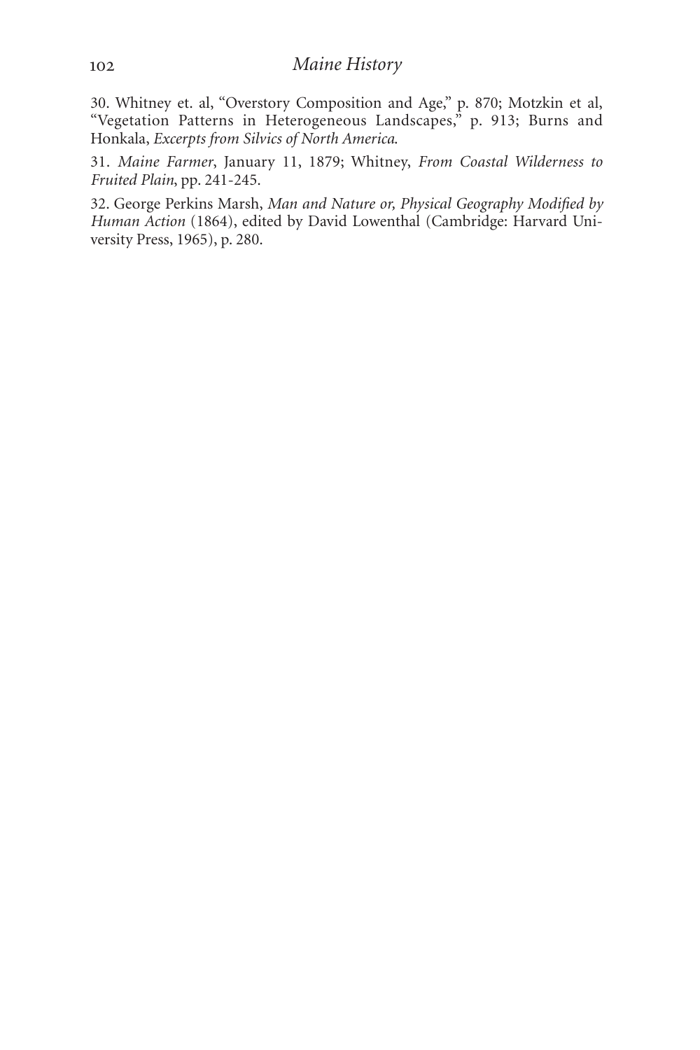30. Whitney et. al, "Overstory Composition and Age," p. 870; Motzkin et al, "Vegetation Patterns in Heterogeneous Landscapes," p. 913; Burns and Honkala, *Excerpts from Silvics of North America.*

31. *Maine Farmer*, January 11, 1879; Whitney, *From Coastal Wilderness to Fruited Plain*, pp. 241-245.

32. George Perkins Marsh, *Man and Nature or, Physical Geography Modified by Human Action* (1864), edited by David Lowenthal (Cambridge: Harvard University Press, 1965), p. 280.